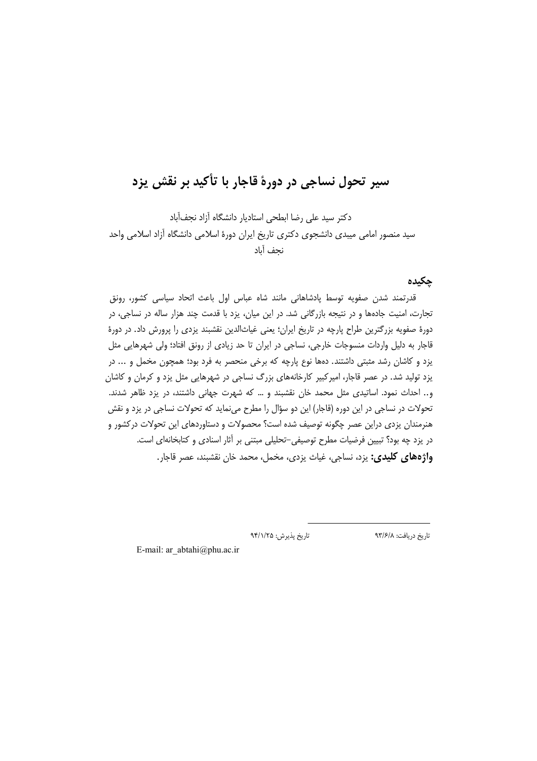# سیر تحول نساجی در دورهٔ قاجار با تأکید بر نقش یزد

دکتر سید علی رضا ابطحی استادیار دانشگاه آزاد نجف‌آباد

سید منصور امامی میبدی دانشجوی دکتری تاریخ ایران دورهٔ اسلامی دانشگاه آزاد اسلامی واحد نجف آباد

## چکیده

قدرتمند شدن صفویه توسط پادشاهانی مانند شاه عباس اول باعث اتحاد سیاسی کشور، رونق تجارت، امنیت جاده‌ها و در نتیجه بازرگانی شد. در این میان، یزد با قدمت چند هزار ساله در نساجی، در دورهٔ صفویه بزرگترین طراح پارچه در تاریخ ایران؛ یعنی غیاث‌الدین نقشبند یزدی را پرورش داد. در دورهٔ قاجار به دلیل واردات منسوجات خارجی، نساجی در ایران تا حد زیادی از رونق افتاد؛ ولی شهرهایی مثل یزد و کاشان رشد مثبتی داشتند. ده‌ها نوع پارچه که برخی منحصر به فرد بود؛ همچون مخمل و ... در یزد تولید شد. در عصر قاجار، امیرکبیر کارخانه‌های بزرگ نساجی در شهرهایی مثل یزد و کرمان و کاشان و.. احداث نمود. اساتیدی مثل محمد خان نقشبند و ... که شهرت جهانی داشتند، در یزد ظاهر شدند. تحولات در نساجی در این دوره (قاجار) این دو سؤال را مطرح می‌نماید که تحولات نساجی در یزد و نقش هنرمندان یزدی دراین عصر چگونه توصیف شده است؟ محصولات و دستاوردهای این تحولات درکشور و در یزد چه بود؟ تبیین فرضیات مطرح توصیفی-تحلیلی مبتنی بر آثار اسنادی و کتابخانه‌ای است.

**واژه‌های کلیدی:** یزد، نساجی، غیاث یزدی، مخمل، محمد خان نقشبند، عصر قاجار.

---

تاریخ دریافت: ۹۳/۶/۸ &nbsp;&nbsp;&nbsp;&nbsp; تاریخ پذیرش: ۹۴/۱/۲۵

E-mail: ar_abtahi@phu.ac.ir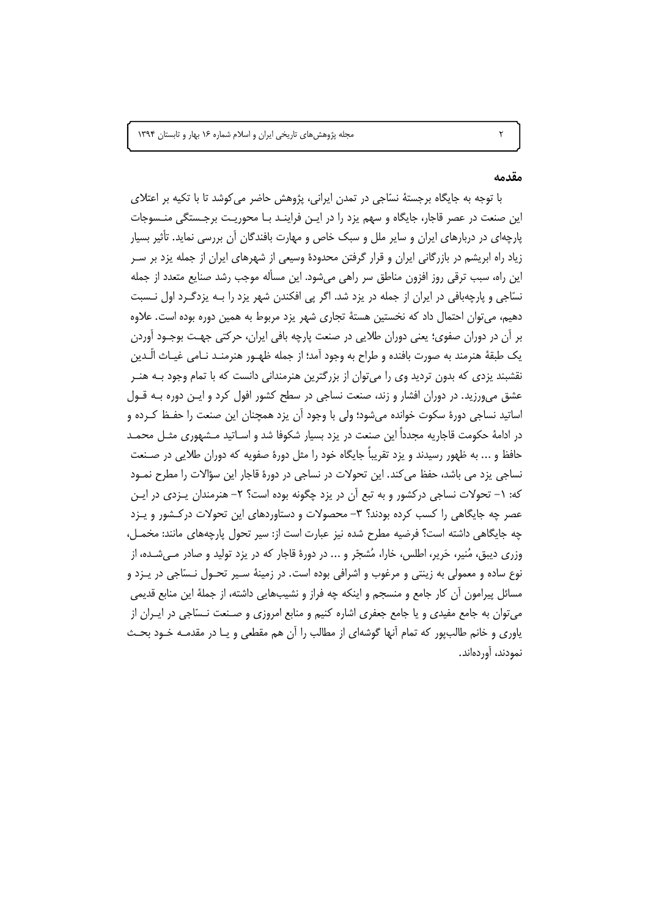## مقدمه

با توجه به جایگاه برجستهٔ نسّاجی در تمدن ایرانی، پژوهش حاضر می‌کوشد تا با تکیه بر اعتلای این صنعت در عصر قاجار، جایگاه و سهم یزد را در این فرایند با محوریت برجستگی منسوجات پارچه‌ای در دربارهای ایران و سایر ملل و سبک خاص و مهارت بافندگان آن بررسی نماید. تأثیر بسیار زیاد راه ابریشم در بازرگانی ایران و قرار گرفتن محدودهٔ وسیعی از شهرهای ایران از جمله یزد بر سر این راه، سبب ترقی روز افزون مناطق سر راهی می‌شود. این مسأله موجب رشد صنایع متعدد از جمله نسّاجی و پارچه‌بافی در ایران از جمله در یزد شد. اگر پی افکندن شهر یزد را به یزدگرد اول نسبت دهیم، می‌توان احتمال داد که نخستین هستهٔ تجاری شهر یزد مربوط به همین دوره بوده است. علاوه بر آن در دوران صفوی؛ یعنی دوران طلایی در صنعت پارچه بافی ایران، حرکتی جهت بوجود آوردن یک طبقهٔ هنرمند به صورت بافنده و طراح به وجود آمد؛ از جمله ظهور هنرمند نامی غیاث الّدین نقشبند یزدی که بدون تردید وی را می‌توان از بزرگترین هنرمندانی دانست که با تمام وجود به هنر عشق می‌ورزید. در دوران افشار و زند، صنعت نساجی در سطح کشور افول کرد و این دوره به قول اساتید نساجی دورهٔ سکوت خوانده می‌شود؛ ولی با وجود آن یزد همچنان این صنعت را حفظ کرده و در ادامهٔ حکومت قاجاریه مجدداً این صنعت در یزد بسیار شکوفا شد و اساتید مشهوری مثل محمد حافظ و ... به ظهور رسیدند و یزد تقریباً جایگاه خود را مثل دورهٔ صفویه که دوران طلایی در صنعت نساجی یزد می باشد، حفظ می‌کند. این تحولات در نساجی در دورهٔ قاجار این سؤالات را مطرح نمود که: ۱- تحولات نساجی درکشور و به تبع آن در یزد چگونه بوده است؟ ۲- هنرمندان یزدی در این عصر چه جایگاهی را کسب کرده بودند؟ ۳- محصولات و دستاوردهای این تحولات درکشور و یزد چه جایگاهی داشته است؟ فرضیه مطرح شده نیز عبارت است از: سیر تحول پارچه‌هایی مانند: مخمل، وزری دیبق، مُنیر، حَریر، اطلس، خارا، مُشجّر و ... در دورهٔ قاجار که در یزد تولید و صادر می‌شده، از نوع ساده و معمولی به زینتی و مرغوب و اشرافی بوده است. در زمینهٔ سیر تحول نسّاجی در یزد و مسائل پیرامون آن کار جامع و منسجم و اینکه چه فراز و نشیب‌هایی داشته، از جملهٔ این منابع قدیمی می‌توان به جامع مفیدی و یا جامع جعفری اشاره کنیم و منابع امروزی و صنعت نسّاجی در ایران از یاوری و خانم طالب‌پور که تمام آنها گوشه‌ای از مطالب را آن هم مقطعی و یا در مقدمه خود بحث نمودند، آورده‌اند.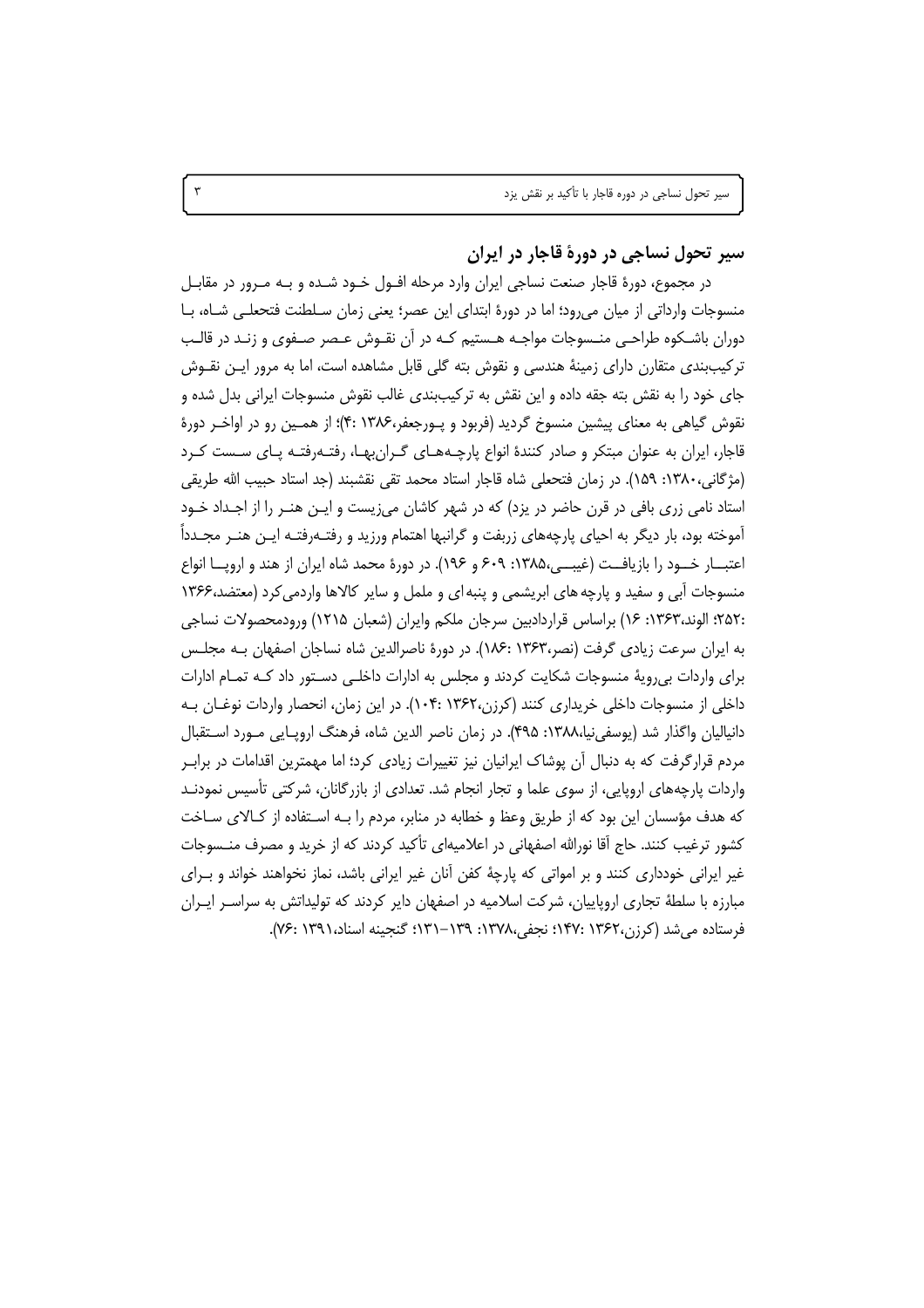## سیر تحول نساجی در دورهٔ قاجار در ایران

در مجموع، دورهٔ قاجار صنعت نساجی ایران وارد مرحله افـول خـود شـده و بـه مـرور در مقابـل منسوجات وارداتی از میان می‌رود؛ اما در دورهٔ ابتدای این عصر؛ یعنی زمان سـلطنت فتحعلـی شـاه، بـا دوران باشـکوه طراحـی منـسوجات مواجـه هـستیم کـه در آن نقـوش عـصر صـفوی و زنـد در قالـب ترکیب‌بندی متقارن دارای زمینهٔ هندسی و نقوش بته گلی قابل مشاهده است، اما به مرور ایـن نقـوش جای خود را به نقش بته جقه داده و این نقش به ترکیب‌بندی غالب نقوش منسوجات ایرانی بدل شده و نقوش گیاهی به معنای پیشین منسوخ گردید (فربود و پـورجعفر،۱۳۸۶ :۴)؛ از همـین رو در اواخـر دورهٔ قاجار، ایران به عنوان مبتکر و صادر کنندهٔ انواع پارچـه‌هـای گـران‌بهـا، رفتـه‌رفتـه پـای سـست کـرد (مژگانی،۱۳۸۰: ۱۵۹). در زمان فتحعلی شاه قاجار استاد محمد تقی نقشبند (جد استاد حبیب الله طریقی استاد نامی زری بافی در قرن حاضر در یزد) که در شهر کاشان می‌زیست و ایـن هنـر را از اجـداد خـود آموخته بود، بار دیگر به احیای پارچه‌های زربفت و گرانبها اهتمام ورزید و رفتـه‌رفتـه ایـن هنـر مجـدداً اعتبـار خـود را بازیافـت (غیبـی،۱۳۸۵: ۶۰۹ و ۱۹۶). در دورهٔ محمد شاه ایران از هند و اروپـا انواع منسوجات آبی و سفید و پارچه های ابریشمی و پنبه‌ای و ململ و سایر کالاها واردمی‌کرد (معتضد،۱۳۶۶ :۲۵۲؛ الوند،۱۳۶۳: ۱۶) براساس قراردادبین سرجان ملکم وایران (شعبان ۱۲۱۵) ورودمحصولات نساجی به ایران سرعت زیادی گرفت (نصر،۱۳۶۳ :۱۸۶). در دورهٔ ناصرالدین شاه نساجان اصفهان بـه مجلـس برای واردات بی‌رویهٔ منسوجات شکایت کردند و مجلس به ادارات داخلـی دسـتور داد کـه تمـام ادارات داخلی از منسوجات داخلی خریداری کنند (کرزن،۱۳۶۲ :۱۰۴). در این زمان، انحصار واردات نوغـان بـه دانیالیان واگذار شد (یوسفی‌نیا،۱۳۸۸: ۴۹۵). در زمان ناصر الدین شاه، فرهنگ اروپـایی مـورد اسـتقبال مردم قرارگرفت که به دنبال آن پوشاک ایرانیان نیز تغییرات زیادی کرد؛ اما مهمترین اقدامات در برابـر واردات پارچه‌های اروپایی، از سوی علما و تجار انجام شد. تعدادی از بازرگانان، شرکتی تأسیس نمودنـد که هدف مؤسسان این بود که از طریق وعظ و خطابه در منابر، مردم را بـه اسـتفاده از کـالای سـاخت کشور ترغیب کنند. حاج آقا نورالله اصفهانی در اعلامیه‌ای تأکید کردند که از خرید و مصرف منـسوجات غیر ایرانی خودداری کنند و بر امواتی که پارچهٔ کفن آنان غیر ایرانی باشد، نماز نخواهند خواند و بـرای مبارزه با سلطهٔ تجاری اروپاییان، شرکت اسلامیه در اصفهان دایر کردند که تولیداتش به سراسـر ایـران فرستاده می‌شد (کرزن،۱۳۶۲ :۱۴۷؛ نجفی،۱۳۷۸: ۱۳۹-۱۳۱؛ گنجینه اسناد،۱۳۹۱ :۷۶).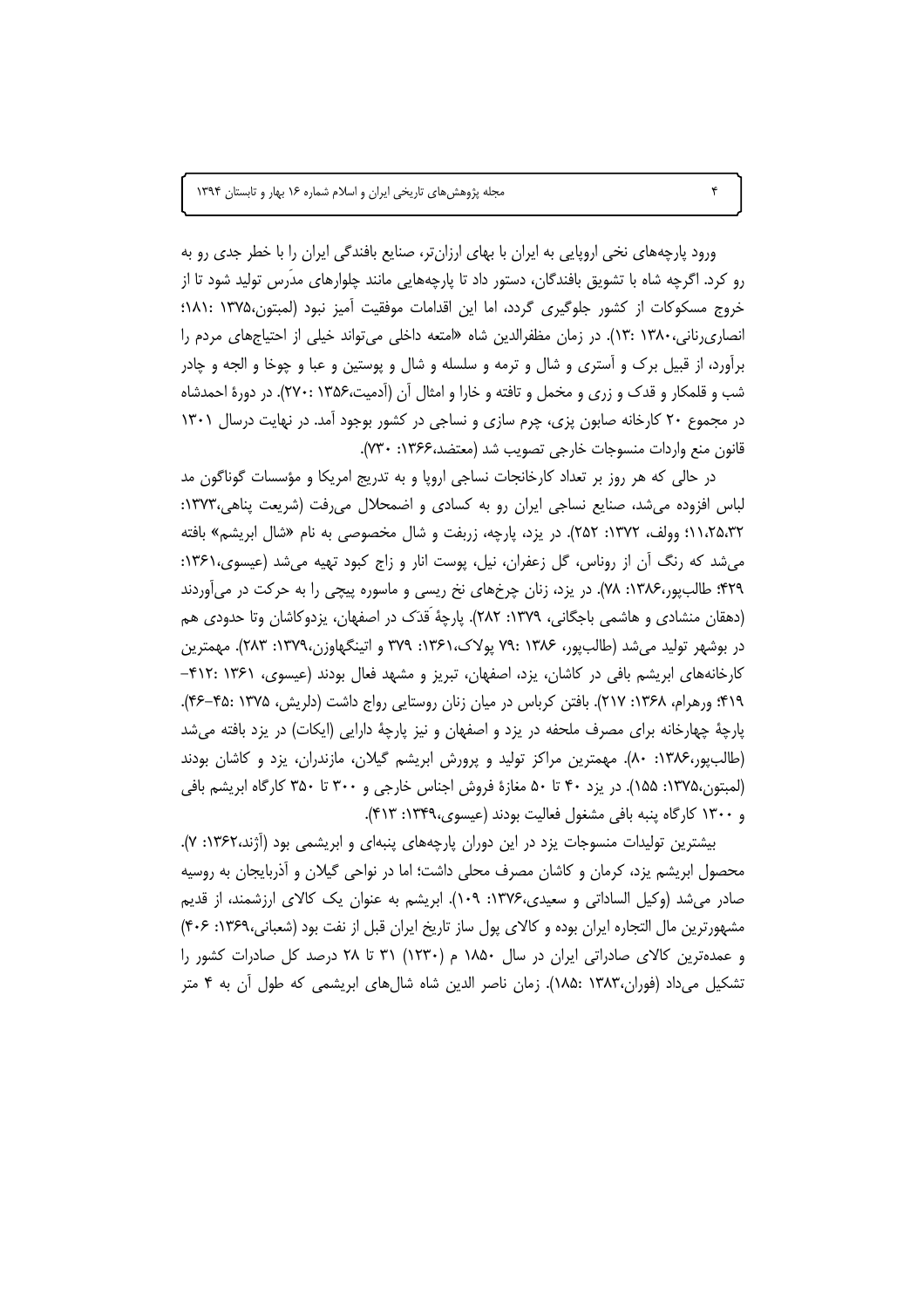ورود پارچه‌های نخی اروپایی به ایران با بهای ارزان‌تر، صنایع بافندگی ایران را با خطر جدی رو به رو کرد. اگرچه شاه با تشویق بافندگان، دستور داد تا پارچه‌هایی مانند چلوارهای مدَرس تولید شود تا از خروج مسکوکات از کشور جلوگیری گردد، اما این اقدامات موفقیت آمیز نبود (لمبتون،۱۳۷۵ :۱۸۱؛ انصاری‌رنانی،۱۳۸۰ :۱۳). در زمان مظفرالدین شاه «امتعه داخلی می‌تواند خیلی از احتیاج‌های مردم را برآورد، از قبیل برک و آستری و شال و ترمه و سلسله و شال و پوستین و عبا و چوخا و الجه و چادر شب و قلمکار و قدک و زری و مخمل و تافته و خارا و امثال آن (آدمیت،۱۳۵۶ :۲۷۰). در دورهٔ احمدشاه در مجموع ۲۰ کارخانه صابون پزی، چرم سازی و نساجی در کشور بوجود آمد. در نهایت درسال ۱۳۰۱ قانون منع واردات منسوجات خارجی تصویب شد (معتضد،۱۳۶۶: ۷۳۰).

در حالی که هر روز بر تعداد کارخانجات نساجی اروپا و به تدریج امریکا و مؤسسات گوناگون مد لباس افزوده می‌شد، صنایع نساجی ایران رو به کسادی و اضمحلال می‌رفت (شریعت پناهی،۱۳۷۳: ۱۱،۲۵،۳۲؛ وولف، ۱۳۷۲: ۲۵۲). در یزد، پارچه، زربفت و شال مخصوصی به نام «شال ابریشم» بافته می‌شد که رنگ آن از روناس، گل زعفران، نیل، پوست انار و زاج کبود تهیه می‌شد (عیسوی،۱۳۶۱: ۴۲۹؛ طالب‌پور،۱۳۸۶: ۷۸). در یزد، زنان چرخ‌های نخ ریسی و ماسوره پیچی را به حرکت در می‌آوردند (دهقان منشادی و هاشمی باجگانی، ۱۳۷۹: ۲۸۲). پارچهٔ قَدَک در اصفهان، یزدوکاشان وتا حدودی هم در بوشهر تولید می‌شد (طالب‌پور، ۱۳۸۶ :۷۹ پولاک،۱۳۶۱: ۳۷۹ و اتینگهاوزن،۱۳۷۹: ۲۸۳). مهمترین کارخانه‌های ابریشم بافی در کاشان، یزد، اصفهان، تبریز و مشهد فعال بودند (عیسوی، ۱۳۶۱ :۴۱۲-۴۱۹؛ ورهرام، ۱۳۶۸: ۲۱۷). بافتن کرباس در میان زنان روستایی رواج داشت (دلریش، ۱۳۷۵ :۴۵-۴۶). پارچهٔ چهارخانه برای مصرف ملحفه در یزد و اصفهان و نیز پارچهٔ دارایی (ایکات) در یزد بافته می‌شد (طالب‌پور،۱۳۸۶: ۸۰). مهمترین مراکز تولید و پرورش ابریشم گیلان، مازندران، یزد و کاشان بودند (لمبتون،۱۳۷۵: ۱۵۵). در یزد ۴۰ تا ۵۰ مغازهٔ فروش اجناس خارجی و ۳۰۰ تا ۳۵۰ کارگاه ابریشم بافی و ۱۳۰۰ کارگاه پنبه بافی مشغول فعالیت بودند (عیسوی،۱۳۴۹: ۴۱۳).

بیشترین تولیدات منسوجات یزد در این دوران پارچه‌های پنبه‌ای و ابریشمی بود (آژند،۱۳۶۲: ۷). محصول ابریشم یزد، کرمان و کاشان مصرف محلی داشت؛ اما در نواحی گیلان و آذربایجان به روسیه صادر می‌شد (وکیل الساداتی و سعیدی،۱۳۷۶: ۱۰۹). ابریشم به عنوان یک کالای ارزشمند، از قدیم مشهورترین مال التجاره ایران بوده و کالای پول ساز تاریخ ایران قبل از نفت بود (شعبانی،۱۳۶۹: ۴۰۶) و عمده‌ترین کالای صادراتی ایران در سال ۱۸۵۰ م (۱۲۳۰) ۳۱ تا ۲۸ درصد کل صادرات کشور را تشکیل می‌داد (فوران،۱۳۸۳ :۱۸۵). زمان ناصر الدین شاه شال‌های ابریشمی که طول آن به ۴ متر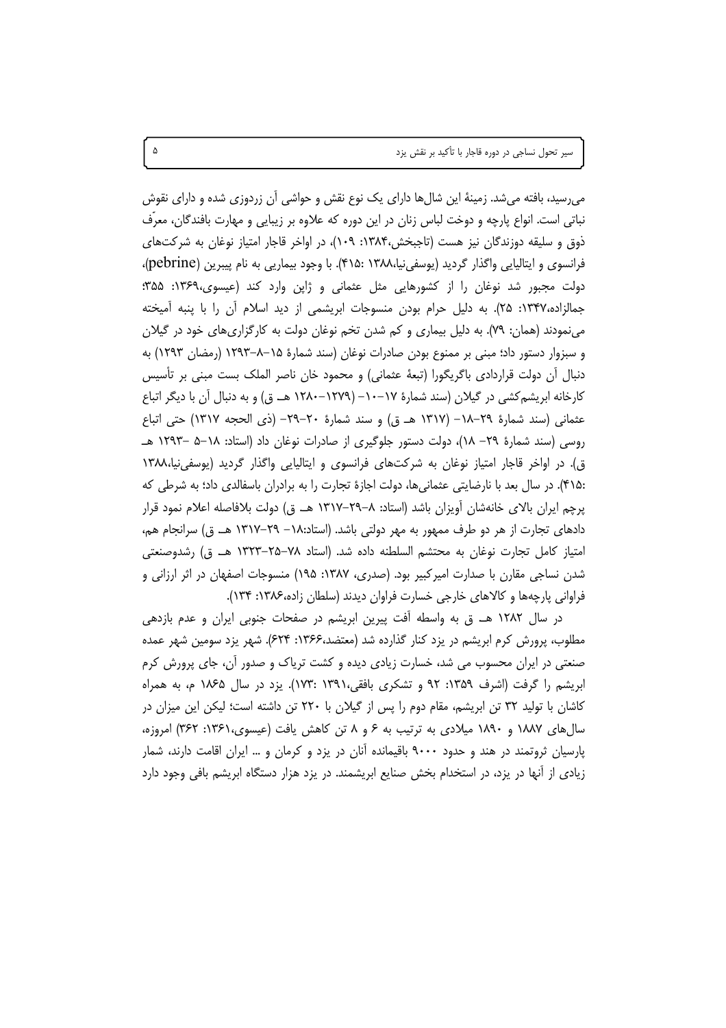می‌رسید، بافته می‌شد. زمینهٔ این شال‌ها دارای یک نوع نقش و حواشی آن زردوزی شده و دارای نقوش نباتی است. انواع پارچه و دوخت لباس زنان در این دوره که علاوه بر زیبایی و مهارت بافندگان، معرّف ذوق و سلیقه دوزندگان نیز هست (تاجبخش،۱۳۸۴: ۱۰۹)، در اواخر قاجار امتیاز نوغان به شرکت‌های فرانسوی و ایتالیایی واگذار گردید (یوسفی‌نیا،۱۳۸۸ :۴۱۵). با وجود بیماریی به نام پیبرین (pebrine)، دولت مجبور شد نوغان را از کشورهایی مثل عثمانی و ژاپن وارد کند (عیسوی،۱۳۶۹: ۳۵۵؛ جمالزاده،۱۳۴۷: ۲۵). به دلیل حرام بودن منسوجات ابریشمی از دید اسلام آن را با پنبه آمیخته می‌نمودند (همان: ۷۹). به دلیل بیماری و کم شدن تخم نوغان دولت به کارگزاری‌های خود در گیلان و سبزوار دستور داد؛ مبنی بر ممنوع بودن صادرات نوغان (سند شمارهٔ ۱۵–۸–۱۲۹۳ (رمضان ۱۲۹۳) به دنبال آن دولت قراردادی باگریگورا (تبعهٔ عثمانی) و محمود خان ناصر الملک بست مبنی بر تأسیس کارخانه ابریشم‌کشی در گیلان (سند شمارهٔ ۱۷–۱۰– (۱۲۷۹–۱۲۸۰ هـ ق) و به دنبال آن با دیگر اتباع عثمانی (سند شمارهٔ ۲۹–۱۸– (۱۳۱۷ هـ ق) و سند شمارهٔ ۲۰–۲۹– (ذی الحجه ۱۳۱۷) حتی اتباع روسی (سند شمارهٔ ۲۹– ۱۸)، دولت دستور جلوگیری از صادرات نوغان داد (استاد: ۱۸–۵ –۱۲۹۳ هـ ق). در اواخر قاجار امتیاز نوغان به شرکت‌های فرانسوی و ایتالیایی واگذار گردید (یوسفی‌نیا،۱۳۸۸ :۴۱۵). در سال بعد با نارضایتی عثمانی‌ها، دولت اجازهٔ تجارت را به برادران باسفالدی داد؛ به شرطی که پرچم ایران بالای خانه‌شان آویزان باشد (استاد: ۸–۲۹–۱۳۱۷ هـ ق) دولت بلافاصله اعلام نمود قرار دادهای تجارت از هر دو طرف ممهور به مهر دولتی باشد. (استاد:۱۸– ۲۹–۱۳۱۷ هـ ق) سرانجام هم، امتیاز کامل تجارت نوغان به محتشم السلطنه داده شد. (استاد ۷۸–۲۵–۱۳۲۳ هـ ق) رشدوصنعتی شدن نساجی مقارن با صدارت امیرکبیر بود. (صدری، ۱۳۸۷: ۱۹۵) منسوجات اصفهان در اثر ارزانی و فراوانی پارچه‌ها و کالاهای خارجی خسارت فراوان دیدند (سلطان زاده،۱۳۸۶: ۱۳۴).

در سال ۱۲۸۲ هـ ق به واسطه آفت پیرین ابریشم در صفحات جنوبی ایران و عدم بازدهی مطلوب، پرورش کرم ابریشم در یزد کنار گذارده شد (معتضد،۱۳۶۶: ۶۲۴). شهر یزد سومین شهر عمده صنعتی در ایران محسوب می شد، خسارت زیادی دیده و کشت تریاک و صدور آن، جای پرورش کرم ابریشم را گرفت (اشرف ۱۳۵۹: ۹۲ و تشکری بافقی،۱۳۹۱ :۱۷۳). یزد در سال ۱۸۶۵ م، به همراه کاشان با تولید ۳۲ تن ابریشم، مقام دوم را پس از گیلان با ۲۲۰ تن داشته است؛ لیکن این میزان در سال‌های ۱۸۸۷ و ۱۸۹۰ میلادی به ترتیب به ۶ و ۸ تن کاهش یافت (عیسوی،۱۳۶۱: ۳۶۲) امروزه، پارسیان ثروتمند در هند و حدود ۹۰۰۰ باقیمانده آنان در یزد و کرمان و ... ایران اقامت دارند، شمار زیادی از آنها در یزد، در استخدام بخش صنایع ابریشمند. در یزد هزار دستگاه ابریشم بافی وجود دارد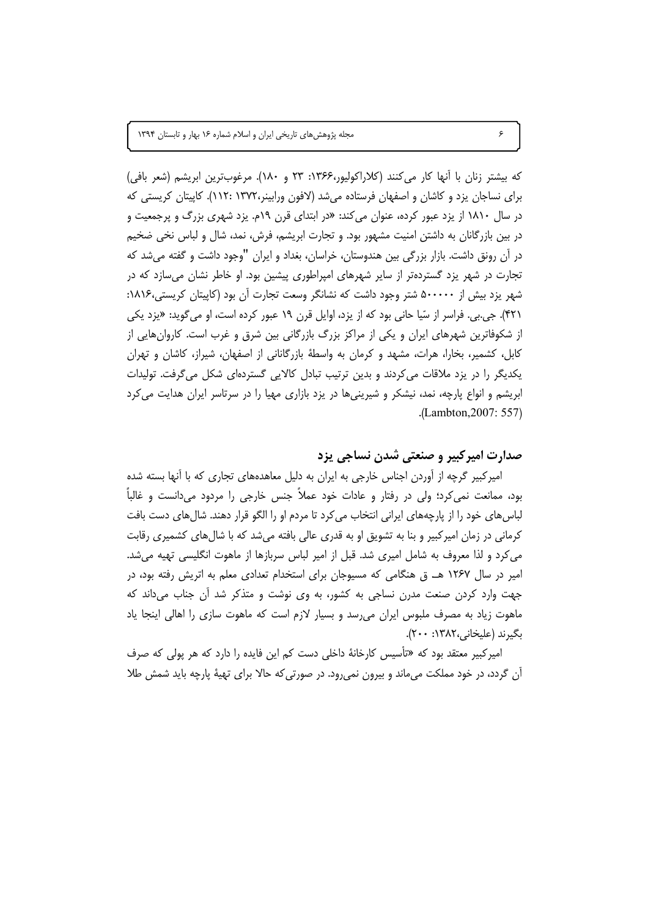که بیشتر زنان با آنها کار می‌کنند (کلاراکولیور،۱۳۶۶: ۲۳ و ۱۸۰). مرغوب‌ترین ابریشم (شعر بافی) برای نساجان یزد و کاشان و اصفهان فرستاده می‌شد (لافون ورابینر،۱۳۷۲ :۱۱۲). کاپیتان کریستی که در سال ۱۸۱۰ از یزد عبور کرده، عنوان می‌کند: «در ابتدای قرن ۱۹م. یزد شهری بزرگ و پرجمعیت و در بین بازرگانان به داشتن امنیت مشهور بود. و تجارت ابریشم، فرش، نمد، شال و لباس نخی ضخیم در آن رونق داشت. بازار بزرگی بین هندوستان، خراسان، بغداد و ایران "وجود داشت و گفته می‌شد که تجارت در شهر یزد گسترده‌تر از سایر شهرهای امپراطوری پیشین بود. او خاطر نشان می‌سازد که در شهر یزد بیش از ۵۰۰۰۰۰ شتر وجود داشت که نشانگر وسعت تجارت آن بود (کاپیتان کریستی،۱۸۱۶: ۴۲۱). جی.بی. فراسر از سیّا حانی بود که از یزد، اوایل قرن ۱۹ عبور کرده است، او می‌گوید: «یزد یکی از شکوفاترین شهرهای ایران و یکی از مراکز بزرگ بازرگانی بین شرق و غرب است. کاروان‌هایی از کابل، کشمیر، بخارا، هرات، مشهد و کرمان به واسطهٔ بازرگانانی از اصفهان، شیراز، کاشان و تهران یکدیگر را در یزد ملاقات می‌کردند و بدین ترتیب تبادل کالایی گسترده‌ای شکل می‌گرفت. تولیدات ابریشم و انواع پارچه، نمد، نیشکر و شیرینی‌ها در یزد بازاری مهیا را در سرتاسر ایران هدایت می‌کرد (Lambton,2007: 557).

## صدارت امیرکبیر و صنعتی شدن نساجی یزد

امیرکبیر گرچه از آوردن اجناس خارجی به ایران به دلیل معاهده‌های تجاری که با آنها بسته شده بود، ممانعت نمی‌کرد؛ ولی در رفتار و عادات خود عملاً جنس خارجی را مردود می‌دانست و غالباً لباس‌های خود را از پارچه‌های ایرانی انتخاب می‌کرد تا مردم او را الگو قرار دهند. شال‌های دست بافت کرمانی در زمان امیرکبیر و بنا به تشویق او به قدری عالی بافته می‌شد که با شال‌های کشمیری رقابت می‌کرد و لذا معروف به شامل امیری شد. قبل از امیر لباس سربازها از ماهوت انگلیسی تهیه می‌شد. امیر در سال ۱۲۶۷ هـ ق هنگامی که مسیوجان برای استخدام تعدادی معلم به اتریش رفته بود، در جهت وارد کردن صنعت مدرن نساجی به کشور، به وی نوشت و متذکر شد آن جناب می‌داند که ماهوت زیاد به مصرف ملبوس ایران می‌رسد و بسیار لازم است که ماهوت سازی را اهالی اینجا یاد بگیرند (علیخانی،۱۳۸۲: ۲۰۰).

امیرکبیر معتقد بود که «تأسیس کارخانهٔ داخلی دست کم این فایده را دارد که هر پولی که صرف آن گردد، در خود مملکت می‌ماند و بیرون نمی‌رود. در صورتی‌که حالا برای تهیهٔ پارچه باید شمش طلا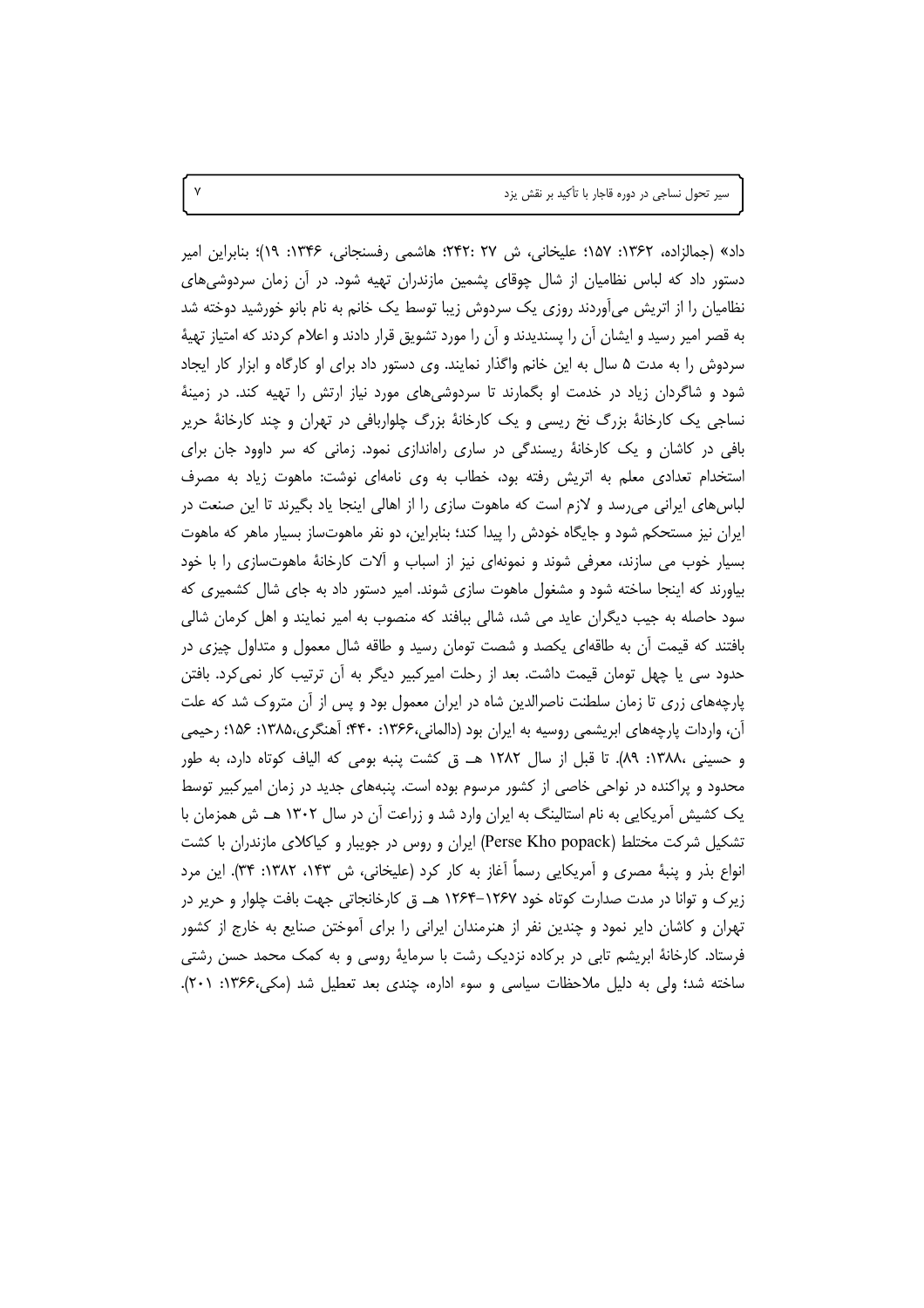داد» (جمالزاده، ۱۳۶۲: ۱۵۷؛ علیخانی، ش ۲۷ :۲۴۲؛ هاشمی رفسنجانی، ۱۳۴۶: ۱۹)؛ بنابراین امیر دستور داد که لباس نظامیان از شال چوقای پشمین مازندران تهیه شود. در آن زمان سردوشی‌های نظامیان را از اتریش می‌آوردند روزی یک سردوش زیبا توسط یک خانم به نام بانو خورشید دوخته شد به قصر امیر رسید و ایشان آن را پسندیدند و آن را مورد تشویق قرار دادند و اعلام کردند که امتیاز تهیهٔ سردوش را به مدت ۵ سال به این خانم واگذار نمایند. وی دستور داد برای او کارگاه و ابزار کار ایجاد شود و شاگردان زیاد در خدمت او بگمارند تا سردوشی‌های مورد نیاز ارتش را تهیه کند. در زمینهٔ نساجی یک کارخانهٔ بزرگ نخ ریسی و یک کارخانهٔ بزرگ چلواربافی در تهران و چند کارخانهٔ حریر بافی در کاشان و یک کارخانهٔ ریسندگی در ساری راه‌اندازی نمود. زمانی که سر داوود جان برای استخدام تعدادی معلم به اتریش رفته بود، خطاب به وی نامه‌ای نوشت: ماهوت زیاد به مصرف لباس‌های ایرانی می‌رسد و لازم است که ماهوت سازی را از اهالی اینجا یاد بگیرند تا این صنعت در ایران نیز مستحکم شود و جایگاه خودش را پیدا کند؛ بنابراین، دو نفر ماهوت‌ساز بسیار ماهر که ماهوت بسیار خوب می سازند، معرفی شوند و نمونه‌ای نیز از اسباب و آلات کارخانهٔ ماهوت‌سازی را با خود بیاورند که اینجا ساخته شود و مشغول ماهوت سازی شوند. امیر دستور داد به جای شال کشمیری که سود حاصله به جیب دیگران عاید می شد، شالی ببافند که منصوب به امیر نمایند و اهل کرمان شالی بافتند که قیمت آن به طاقه‌ای یکصد و شصت تومان رسید و طاقه شال معمول و متداول چیزی در حدود سی یا چهل تومان قیمت داشت. بعد از رحلت امیرکبیر دیگر به آن ترتیب کار نمی‌کرد. بافتن پارچه‌های زری تا زمان سلطنت ناصرالدین شاه در ایران معمول بود و پس از آن متروک شد که علت آن، واردات پارچه‌های ابریشمی روسیه به ایران بود (دالمانی،۱۳۶۶: ۴۴۰؛ آهنگری،۱۳۸۵: ۱۵۶؛ رحیمی و حسینی ،۱۳۸۸: ۸۹). تا قبل از سال ۱۲۸۲ هـ ق کشت پنبه بومی که الیاف کوتاه دارد، به طور محدود و پراکنده در نواحی خاصی از کشور مرسوم بوده است. پنبه‌های جدید در زمان امیرکبیر توسط یک کشیش آمریکایی به نام استالینگ به ایران وارد شد و زراعت آن در سال ۱۳۰۲ هـ ش همزمان با تشکیل شرکت مختلط (Perse Kho popack) ایران و روس در جویبار و کیاکلای مازندران با کشت انواع بذر و پنبهٔ مصری و آمریکایی رسماً آغاز به کار کرد (علیخانی، ش ۱۴۳، ۱۳۸۲: ۳۴). این مرد زیرک و توانا در مدت صدارت کوتاه خود ۱۲۶۷-۱۲۶۴ هـ ق کارخانجاتی جهت بافت چلوار و حریر در تهران و کاشان دایر نمود و چندین نفر از هنرمندان ایرانی را برای آموختن صنایع به خارج از کشور فرستاد. کارخانهٔ ابریشم تابی در برکاده نزدیک رشت با سرمایهٔ روسی و به کمک محمد حسن رشتی ساخته شد؛ ولی به دلیل ملاحظات سیاسی و سوء اداره، چندی بعد تعطیل شد (مکی،۱۳۶۶: ۲۰۱).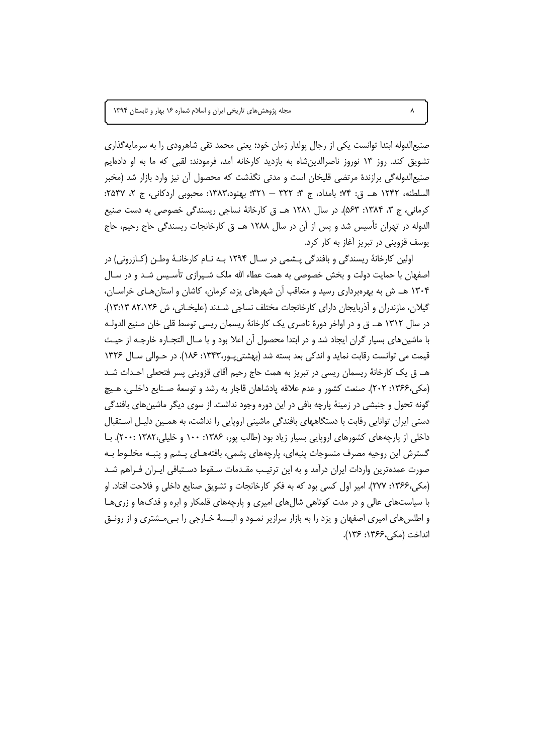صنیع‌الدوله ابتدا توانست یکی از رجال پولدار زمان خود؛ یعنی محمد تقی شاهرودی را به سرمایه‌گذاری تشویق کند. روز ۱۳ نوروز ناصرالدین‌شاه به بازدید کارخانه آمد، فرمودند: لقبی که ما به او داده‌ایم صنیع‌الدوله‌گی برازندهٔ مرتضی قلیخان است و مدتی نگذشت که محصول آن نیز وارد بازار شد (مخبر السلطنه، ۱۲۴۲ هـ ق: ۷۴؛ بامداد، ج ۳: ۳۲۲ – ۳۲۱؛ بهنود،۱۳۸۳: محبوبی اردکانی، ج ۲، ۲۵۳۷: کرمانی، ج ۳، ۱۳۸۴: ۵۶۳). در سال ۱۲۸۱ هـ ق کارخانهٔ نساجی ریسندگی خصوصی به دست صنیع الدوله در تهران تأسیس شد و پس از آن در سال ۱۲۸۸ هـ ق کارخانجات ریسندگی حاج رحیم، حاج یوسف قزوینی در تبریز آغاز به کار کرد.

اولین کارخانهٔ ریسندگی و بافندگی پشمی در سال ۱۲۹۴ بـه نـام کارخانـهٔ وطـن (کـازرونی) در اصفهان با حمایت دولت و بخش خصوصی به همت عطاء الله ملک شـیرازی تأسـیس شـد و در سـال ۱۳۰۴ هـ ش به بهره‌برداری رسید و متعاقب آن شهرهای یزد، کرمان، کاشان و استان‌هـای خراسـان، گیلان، مازندران و آذربایجان دارای کارخانجات مختلف نساجی شـدند (علیخـانی، ش ۸۲،۱۲۶ :۱۳:۱۳). در سال ۱۳۱۲ هـ ق و در اواخر دورهٔ ناصری یک کارخانهٔ ریسمان ریسی توسط قلی خان صنیع الدولـه با ماشین‌های بسیار گران ایجاد شد و در ابتدا محصول آن اعلا بود و با مـال التجـاره خارجـه از حیـث قیمت می توانست رقابت نماید و اندکی بعد بسته شد (بهشتی‌پـور،۱۳۴۳: ۱۸۶). در حـوالی سـال ۱۳۲۶ هـ ق یک کارخانهٔ ریسمان ریسی در تبریز به همت حاج رحیم آقای قزوینی پسر فتحعلی احـداث شـد (مکی،۱۳۶۶: ۲۰۲). صنعت کشور و عدم علاقه پادشاهان قاجار به رشد و توسعهٔ صـنایع داخلـی، هـیچ گونه تحول و جنبشی در زمینهٔ پارچه بافی در این دوره وجود نداشت. از سوی دیگر ماشین‌های بافندگی دستی ایران توانایی رقابت با دستگاههای بافندگی ماشینی اروپایی را نداشت، به همـین دلیـل اسـتقبال داخلی از پارچه‌های کشورهای اروپایی بسیار زیاد بود (طالب پور، ۱۳۸۶: ۱۰۰ و خلیلی،۱۳۸۲ :۲۰۰). بـا گسترش این روحیه مصرف منسوجات پنبه‌ای، پارچه‌های پشمی، بافته‌هـای پـشم و پنبـه مخلـوط بـه صورت عمده‌ترین واردات ایران درآمد و به این ترتیـب مقـدمات سـقوط دسـتبافی ایـران فـراهم شـد (مکی،۱۳۶۶: ۲۷۷). امیر اول کسی بود که به فکر کارخانجات و تشویق صنایع داخلی و فلاحت افتاد. او با سیاست‌های عالی و در مدت کوتاهی شال‌های امیری و پارچه‌های قلمکار و ابره و قدک‌ها و زری‌هـا و اطلس‌های امیری اصفهان و یزد را به بازار سرازیر نمـود و البـسهٔ خـارجی را بـی‌مـشتری و از رونـق انداخت (مکی،۱۳۶۶: ۱۳۶).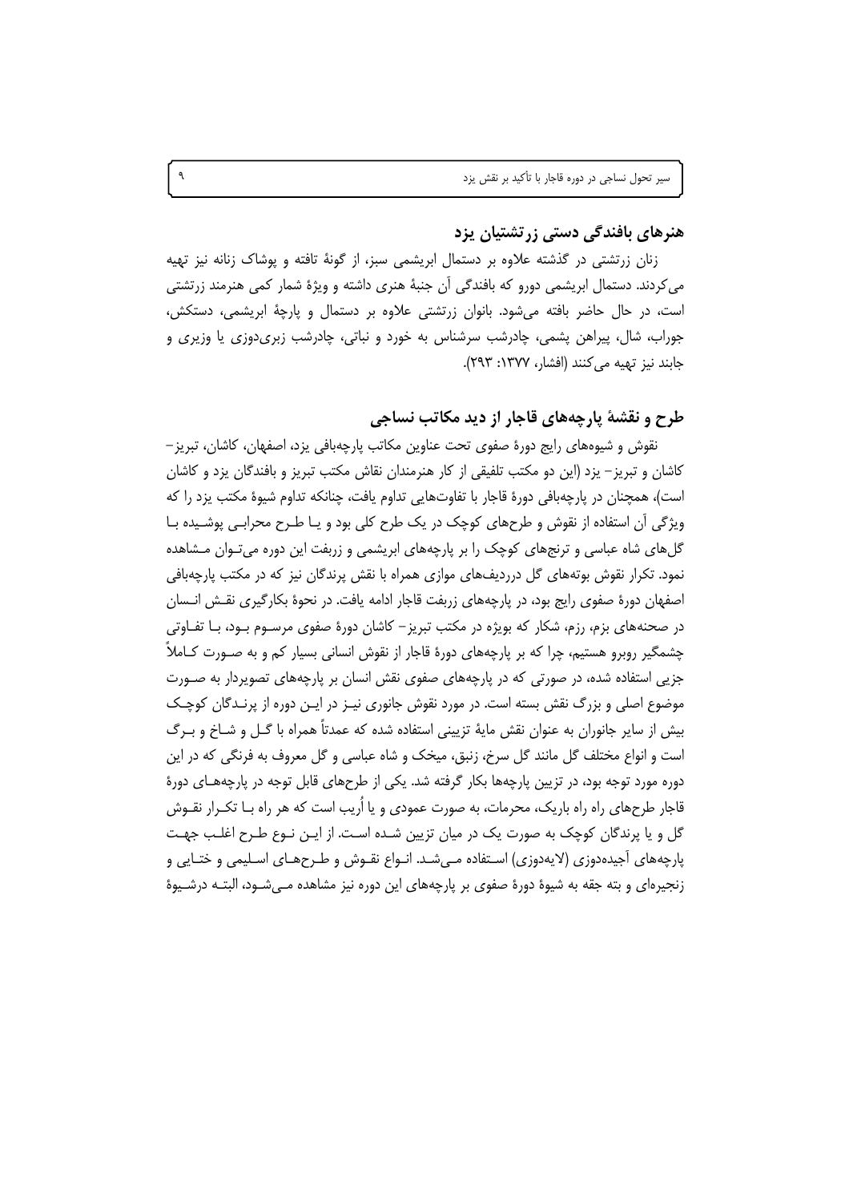## هنرهای بافندگی دستی زرتشتیان یزد

زنان زرتشتی در گذشته علاوه بر دستمال ابریشمی سبز، از گونهٔ تافته و پوشاک زنانه نیز تهیه می‌کردند. دستمال ابریشمی دورو که بافندگی آن جنبهٔ هنری داشته و ویژهٔ شمار کمی هنرمند زرتشتی است، در حال حاضر بافته می‌شود. بانوان زرتشتی علاوه بر دستمال و پارچهٔ ابریشمی، دستکش، جوراب، شال، پیراهن پشمی، چادرشب سرشناس به خورد و نباتی، چادرشب زبری‌دوزی یا وزیری و جابند نیز تهیه می‌کنند (افشار، ۱۳۷۷: ۲۹۳).

## طرح و نقشهٔ پارچه‌های قاجار از دید مکاتب نساجی

نقوش و شیوه‌های رایج دورهٔ صفوی تحت عناوین مکاتب پارچه‌بافی یزد، اصفهان، کاشان، تبریز- کاشان و تبریز- یزد (این دو مکتب تلفیقی از کار هنرمندان نقاش مکتب تبریز و بافندگان یزد و کاشان است)، همچنان در پارچه‌بافی دورهٔ قاجار با تفاوت‌هایی تداوم یافت، چنانکه تداوم شیوهٔ مکتب یزد را که ویژگی آن استفاده از نقوش و طرح‌های کوچک در یک طرح کلی بود و یا طرح محرابی پوشیده با گل‌های شاه عباسی و ترنج‌های کوچک را بر پارچه‌های ابریشمی و زربفت این دوره می‌توان مشاهده نمود. تکرار نقوش بوته‌های گل درردیف‌های موازی همراه با نقش پرندگان نیز که در مکتب پارچه‌بافی اصفهان دورهٔ صفوی رایج بود، در پارچه‌های زربفت قاجار ادامه یافت. در نحوهٔ بکارگیری نقش انسان در صحنه‌های بزم، رزم، شکار که بویژه در مکتب تبریز- کاشان دورهٔ صفوی مرسوم بود، با تفاوتی چشمگیر روبرو هستیم، چرا که بر پارچه‌های دورهٔ قاجار از نقوش انسانی بسیار کم و به صورت کاملاً جزیی استفاده شده، در صورتی که در پارچه‌های صفوی نقش انسان بر پارچه‌های تصویردار به صورت موضوع اصلی و بزرگ نقش بسته است. در مورد نقوش جانوری نیز در این دوره از پرندگان کوچک بیش از سایر جانوران به عنوان نقش مایهٔ تزیینی استفاده شده که عمدتاً همراه با گل و شاخ و برگ است و انواع مختلف گل مانند گل سرخ، زنبق، میخک و شاه عباسی و گل معروف به فرنگی که در این دوره مورد توجه بود، در تزیین پارچه‌ها بکار گرفته شد. یکی از طرح‌های قابل توجه در پارچه‌های دورهٔ قاجار طرح‌های راه راه باریک، محرمات، به صورت عمودی و یا اُریب است که هر راه با تکرار نقوش گل و یا پرندگان کوچک به صورت یک در میان تزیین شده است. از این نوع طرح اغلب جهت پارچه‌های آجیده‌دوزی (لایه‌دوزی) استفاده می‌شد. انواع نقوش و طرح‌های اسلیمی و ختایی و زنجیره‌ای و بته جقه به شیوهٔ دورهٔ صفوی بر پارچه‌های این دوره نیز مشاهده می‌شود، البته درشیوهٔ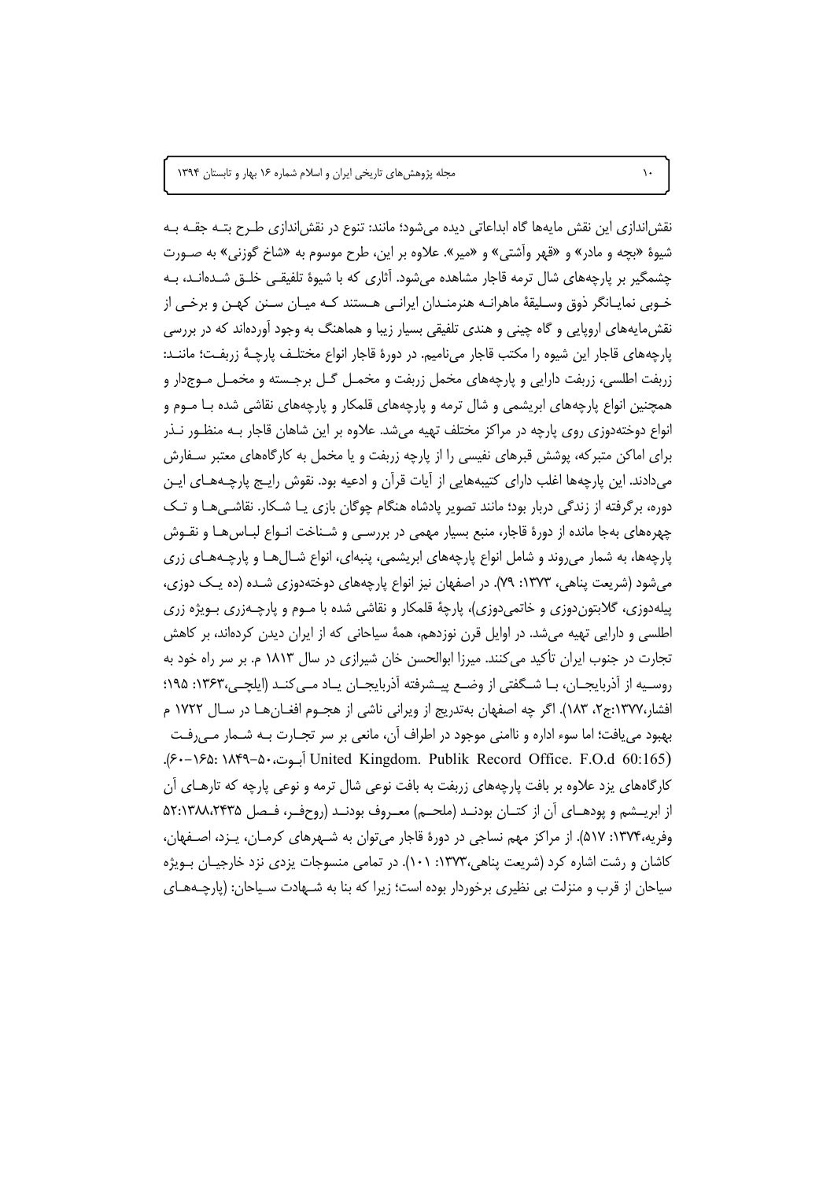نقش‌اندازی این نقش مایه‌ها گاه ابداعاتی دیده می‌شود؛ مانند: تنوع در نقش‌اندازی طرح بته جقه به شیوهٔ «بچه و مادر» و «قهر وآشتی» و «میر». علاوه بر این، طرح موسوم به «شاخ گوزنی» به صورت چشمگیر بر پارچه‌های شال ترمه قاجار مشاهده می‌شود. آثاری که با شیوهٔ تلفیقی خلق شده‌اند، به خوبی نمایانگر ذوق وسلیقهٔ ماهرانه هنرمندان ایرانی هستند که میان سنن کهن و برخی از نقش‌مایه‌های اروپایی و گاه چینی و هندی تلفیقی بسیار زیبا و هماهنگ به وجود آورده‌اند که در بررسی پارچه‌های قاجار این شیوه را مکتب قاجار می‌نامیم. در دورهٔ قاجار انواع مختلف پارچهٔ زربفت؛ مانند: زربفت اطلسی، زربفت دارایی و پارچه‌های مخمل زربفت و مخمل گل برجسته و مخمل موج‌دار و همچنین انواع پارچه‌های ابریشمی و شال ترمه و پارچه‌های قلمکار و پارچه‌های نقاشی شده با موم و انواع دوخته‌دوزی روی پارچه در مراکز مختلف تهیه می‌شد. علاوه بر این شاهان قاجار به منظور نذر برای اماکن متبرکه، پوشش قبرهای نفیسی را از پارچه زربفت و یا مخمل به کارگاه‌های معتبر سفارش می‌دادند. این پارچه‌ها اغلب دارای کتیبه‌هایی از آیات قرآن و ادعیه بود. نقوش رایج پارچه‌های این دوره، برگرفته از زندگی دربار بود؛ مانند تصویر پادشاه هنگام چوگان بازی یا شکار. نقاشی‌ها و تک چهره‌های به‌جا مانده از دورهٔ قاجار، منبع بسیار مهمی در بررسی و شناخت انواع لباس‌ها و نقوش پارچه‌ها، به شمار می‌روند و شامل انواع پارچه‌های ابریشمی، پنبه‌ای، انواع شال‌ها و پارچه‌های زری می‌شود (شریعت پناهی، ۱۳۷۳: ۷۹). در اصفهان نیز انواع پارچه‌های دوخته‌دوزی شده (ده یک دوزی، پیله‌دوزی، گلابتون‌دوزی و خاتمی‌دوزی)، پارچهٔ قلمکار و نقاشی شده با موم و پارچه‌زری به‌ویژه زری اطلسی و دارایی تهیه می‌شد. در اوایل قرن نوزدهم، همهٔ سیاحانی که از ایران دیدن کرده‌اند، بر کاهش تجارت در جنوب ایران تأکید می‌کنند. میرزا ابوالحسن خان شیرازی در سال ۱۸۱۳ م. بر سر راه خود به روسیه از آذربایجان، با شگفتی از وضع پیشرفته آذربایجان یاد می‌کند (ایلچی،۱۳۶۳: ۱۹۵؛ افشار،۱۳۷۷:ج۲، ۱۸۳). اگر چه اصفهان به‌تدریج از ویرانی ناشی از هجوم افغان‌ها در سال ۱۷۲۲ م بهبود می‌یافت؛ اما سوء اداره و ناامنی موجود در اطراف آن، مانعی بر سر تجارت به شمار می‌رفت (United Kingdom. Publik Record Office. F.O.d 60:165 آبوت، ۵۰-۱۸۴۹: ۱۶۵-۶۰).

کارگاه‌های یزد علاوه بر بافت پارچه‌های زربفت به بافت نوعی شال ترمه و نوعی پارچه که تارهای آن از ابریشم و پودهای آن از کتان بودند (ملحم) معروف بودند (روحفر، فصل ۲۴۳۵،۱۳۸۸: ۵۲ وفریه،۱۳۷۴: ۵۱۷). از مراکز مهم نساجی در دورهٔ قاجار می‌توان به شهرهای کرمان، یزد، اصفهان، کاشان و رشت اشاره کرد (شریعت پناهی،۱۳۷۳: ۱۰۱). در تمامی منسوجات یزدی نزد خارجیان به‌ویژه سیاحان از قرب و منزلت بی نظیری برخوردار بوده است؛ زیرا که بنا به شهادت سیاحان: (پارچه‌های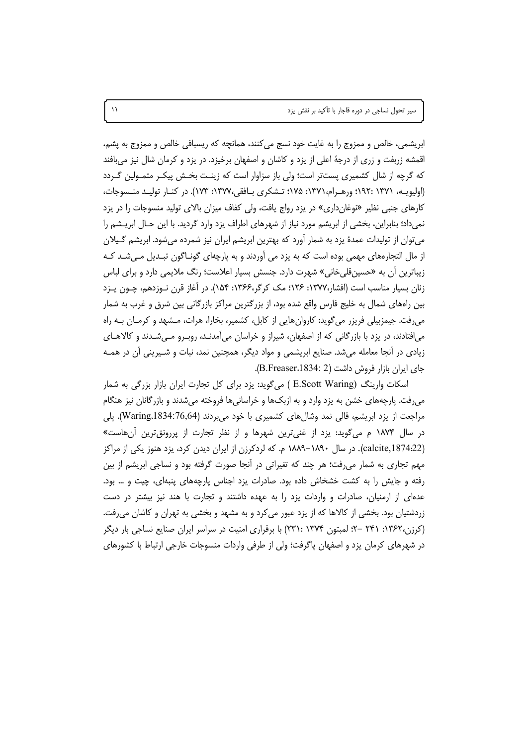ابریشمی، خالص و ممزوج را به غایت خود نسج می‌کنند، همانچه که ریسبافی خالص و ممزوج به پشم، اقمشه زربفت و زری از درجهٔ اعلی از یزد و کاشان و اصفهان برخیزد. در یزد و کرمان شال نیز می‌بافند که گرچه از شال کشمیری پست‌تر است؛ ولی باز سزاوار است که زینت بخش پیکر متمولین گردد (اولیویه، ۱۳۷۱ :۱۹۲؛ ورهرام،۱۳۷۱: ۱۷۵؛ تشکری بافقی،۱۳۷۷: ۱۷۳). در کنار تولید منسوجات، کارهای جنبی نظیر «نوغان‌داری» در یزد رواج یافت، ولی کفاف میزان بالای تولید منسوجات را در یزد نمی‌داد؛ بنابراین، بخشی از ابریشم مورد نیاز از شهرهای اطراف یزد وارد گردید. با این حال ابریشم را می‌توان از تولیدات عمدهٔ یزد به شمار آورد که بهترین ابریشم ایران نیز شمرده می‌شود. ابریشم گیلان از مال التجاره‌های مهمی بوده است که به یزد می آوردند و به پارچه‌ای گوناگون تبدیل می‌شد که زیباترین آن به «حسین‌قلی‌خانی» شهرت دارد. جنسش بسیار اعلاست؛ رنگ ملایمی دارد و برای لباس زنان بسیار مناسب است (افشار،۱۳۷۷: ۱۲۶؛ مک کرگر،۱۳۶۶: ۱۵۴). در آغاز قرن نوزدهم، چون یزد بین راه‌های شمال به خلیج فارس واقع شده بود، از بزرگترین مراکز بازرگانی بین شرق و غرب به شمار می‌رفت. جیمزبیلی فریزر می‌گوید: کاروان‌هایی از کابل، کشمیر، بخارا، هرات، مشهد و کرمان به راه می‌افتادند، در یزد با بازرگانی که از اصفهان، شیراز و خراسان می‌آمدند، روبرو می‌شدند و کالاهای زیادی در آنجا معامله می‌شد. صنایع ابریشمی و مواد دیگر، همچنین نمد، نبات و شیرینی آن در همه جای ایران بازار فروش داشت (B.Freaser،1834: 2).

اسکات وارینگ (E.Scott Waring ) می‌گوید: یزد برای کل تجارت ایران بازار بزرگی به شمار می‌رفت. پارچه‌های خشن به یزد وارد و به ازبک‌ها و خراسانی‌ها فروخته می‌شدند و بازرگانان نیز هنگام مراجعت از یزد ابریشم، قالی نمد وشال‌های کشمیری با خود می‌بردند (Waring,1834:76,64). پلی در سال ۱۸۷۴ م می‌گوید: یزد از غنی‌ترین شهرها و از نظر تجارت از پررونق‌ترین آن‌هاست» (calcite,1874:22). در سال ۱۸۹۰-۱۸۸۹ م. که لردکرزن از ایران دیدن کرد، یزد هنوز یکی از مراکز مهم تجاری به شمار می‌رفت؛ هر چند که تغیراتی در آنجا صورت گرفته بود و نساجی ابریشم از بین رفته و جایش را به کشت خشخاش داده بود. صادرات یزد اجناس پارچه‌های پنبه‌ای، چیت و ... بود. عده‌ای از ارمنیان، صادرات و واردات یزد را به عهده داشتند و تجارت با هند نیز بیشتر در دست زردشتیان بود. بخشی از کالاها که از یزد عبور می‌کرد و به مشهد و بخشی به تهران و کاشان می‌رفت. (کرزن،۱۳۶۲: ۲۴۱ -۲؛ لمبتون ۱۳۷۴ :۲۳۱) با برقراری امنیت در سراسر ایران صنایع نساجی بار دیگر در شهرهای کرمان یزد و اصفهان پاگرفت؛ ولی از طرفی واردات منسوجات خارجی ارتباط با کشورهای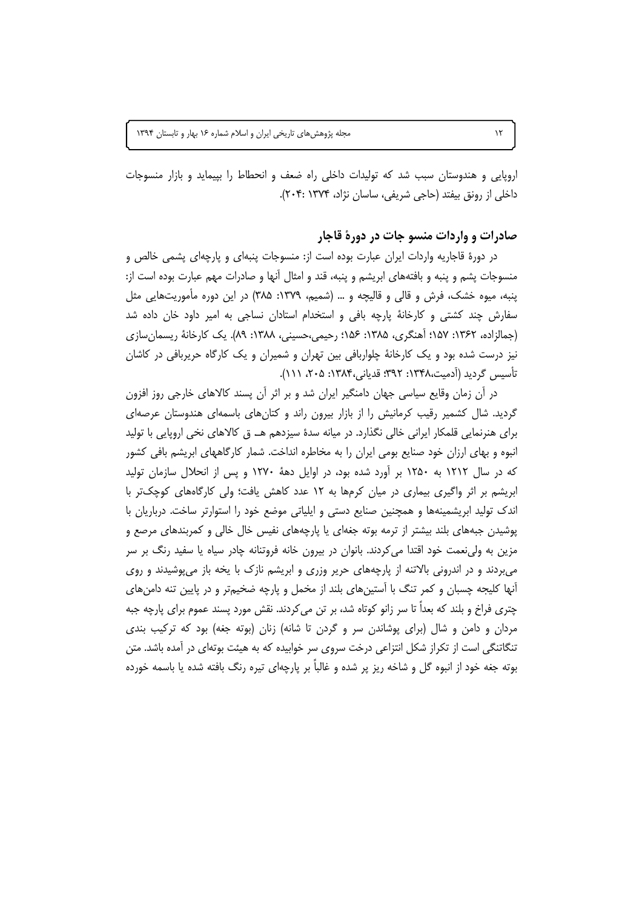اروپایی و هندوستان سبب شد که تولیدات داخلی راه ضعف و انحطاط را بپیماید و بازار منسوجات داخلی از رونق بیفتد (حاجی شریفی، ساسان نژاد، ۱۳۷۴ :۲۰۴).

## صادرات و واردات منسو جات در دورهٔ قاجار

در دورهٔ قاجاریه واردات ایران عبارت بوده است از: منسوجات پنبه‌ای و پارچه‌ای پشمی خالص و منسوجات پشم و پنبه و بافته‌های ابریشم و پنبه، قند و امثال آنها و صادرات مهم عبارت بوده است از: پنبه، میوه خشک، فرش و قالی و قالیچه و ... (شمیم، ۱۳۷۹: ۳۸۵) در این دوره مأموریت‌هایی مثل سفارش چند کشتی و کارخانهٔ پارچه بافی و استخدام استادان نساجی به امیر داود خان داده شد (جمالزاده، ۱۳۶۲: ۱۵۷؛ آهنگری، ۱۳۸۵: ۱۵۶؛ رحیمی،حسینی، ۱۳۸۸: ۸۹). یک کارخانهٔ ریسمان‌سازی نیز درست شده بود و یک کارخانهٔ چلواربافی بین تهران و شمیران و یک کارگاه حریربافی در کاشان تأسیس گردید (آدمیت،۱۳۴۸: ۳۹۲؛ قدیانی،۱۳۸۴: ۲۰۵، ۱۱۱).

در آن زمان وقایع سیاسی جهان دامنگیر ایران شد و بر اثر آن پسند کالاهای خارجی روز افزون گردید. شال کشمیر رقیب کرمانیش را از بازار بیرون راند و کتان‌های باسمه‌ای هندوستان عرصه‌ای برای هنرنمایی قلمکار ایرانی خالی نگذارد. در میانه سدهٔ سیزدهم هـ ق کالاهای نخی اروپایی با تولید انبوه و بهای ارزان خود صنایع بومی ایران را به مخاطره انداخت. شمار کارگاههای ابریشم بافی کشور که در سال ۱۲۱۲ به ۱۲۵۰ بر آورد شده بود، در اوایل دههٔ ۱۲۷۰ و پس از انحلال سازمان تولید ابریشم بر اثر واگیری بیماری در میان کرمها به ۱۲ عدد کاهش یافت؛ ولی کارگاه‌های کوچک‌تر با اندک تولید ابریشمینه‌ها و همچنین صنایع دستی و ایلیاتی موضع خود را استوارتر ساخت. درباریان با پوشیدن جبه‌های بلند بیشتر از ترمه بوته جغه‌ای یا پارچه‌های نفیس خال خالی و کمربندهای مرصع و مزین به ولی‌نعمت خود اقتدا می‌کردند. بانوان در بیرون خانه فروتنانه چادر سیاه یا سفید رنگ بر سر می‌بردند و در اندرونی بالاتنه از پارچه‌های حریر وزری و ابریشم نازک با یخه باز می‌پوشیدند و روی آنها کلیجه چسبان و کمر تنگ با آستین‌های بلند از مخمل و پارچه ضخیم‌تر و در پایین تنه دامن‌های چتری فراخ و بلند که بعداً تا سر زانو کوتاه شد، بر تن می‌کردند. نقش مورد پسند عموم برای پارچه جبه مردان و دامن و شال (برای پوشاندن سر و گردن تا شانه) زنان (بوته جغه) بود که ترکیب بندی تنگاتنگی است از تکراز شکل انتزاعی درخت سروی سر خوابیده که به هیئت بوته‌ای در آمده باشد. متن بوته جغه خود از انبوه گل و شاخه ریز پر شده و غالباً بر پارچه‌ای تیره رنگ بافته شده یا باسمه خورده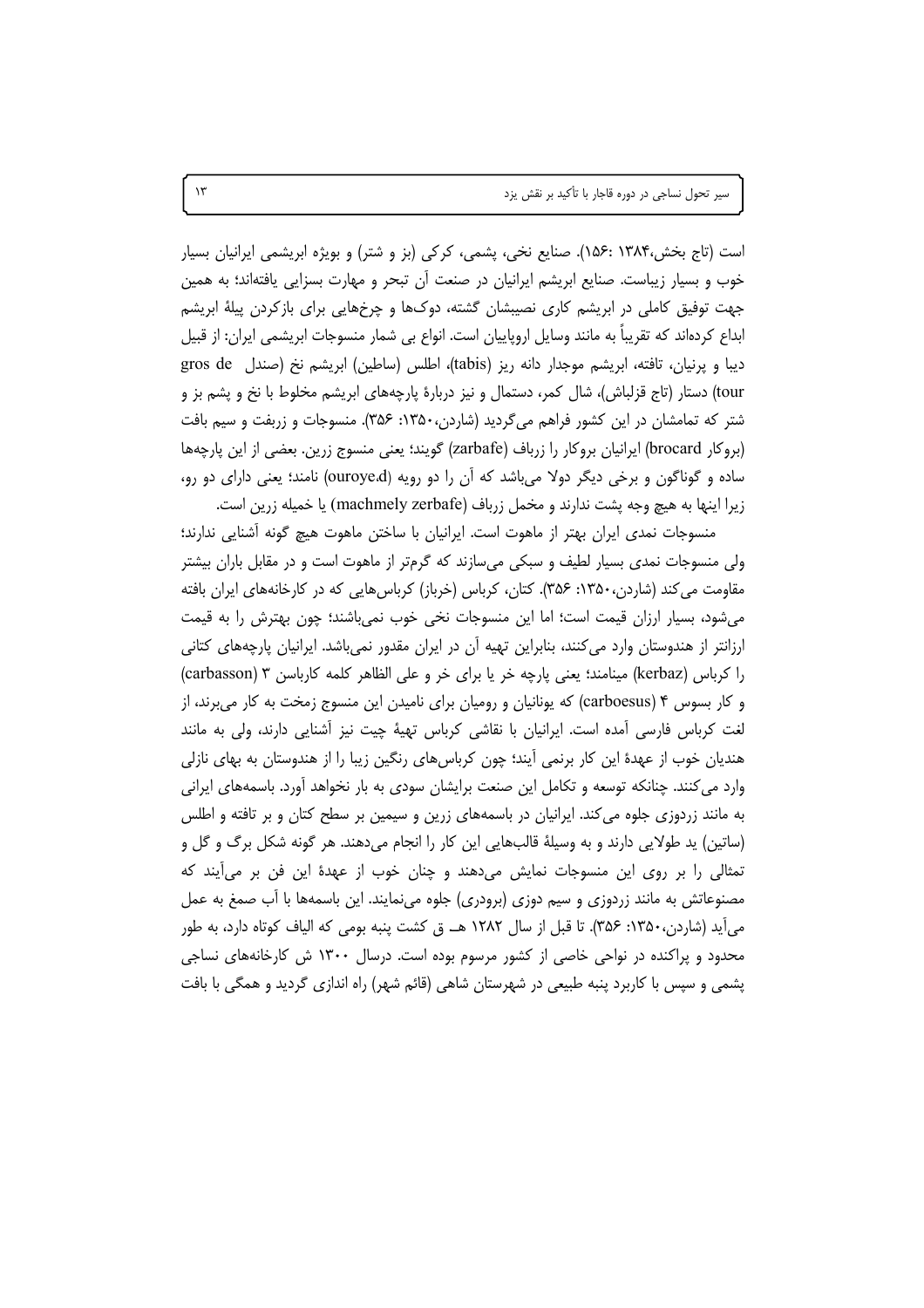است (تاج بخش،۱۳۸۴ :۱۵۶). صنایع نخی، پشمی، کرکی (بز و شتر) و بویژه ابریشمی ایرانیان بسیار خوب و بسیار زیباست. صنایع ابریشم ایرانیان در صنعت آن تبحر و مهارت بسزایی یافته‌اند؛ به همین جهت توفیق کاملی در ابریشم کاری نصیبشان گشته، دوک‌ها و چرخ‌هایی برای بازکردن پیلهٔ ابریشم ابداع کرده‌اند که تقریباً به مانند وسایل اروپاییان است. انواع بی شمار منسوجات ابریشمی ایران: از قبیل دیبا و پرنیان، تافته، ابریشم موجدار دانه ریز (tabis)، اطلس (ساطین) ابریشم نخ (صندل gros de tour) دستار (تاج قزلباش)، شال کمر، دستمال و نیز دربارهٔ پارچه‌های ابریشم مخلوط با نخ و پشم بز و شتر که تمامشان در این کشور فراهم می‌گردید (شاردن،۱۳۵۰: ۳۵۶). منسوجات و زربفت و سیم بافت (بروکار brocard) ایرانیان بروکار را زرباف (zarbafe) گویند؛ یعنی منسوج زرین. بعضی از این پارچه‌ها ساده و گوناگون و برخی دیگر دولا می‌باشد که آن را دو رویه (ouroye.d) نامند؛ یعنی دارای دو رو، زیرا اینها به هیچ وجه پشت ندارند و مخمل زرباف (machmely zerbafe) یا خمیله زرین است.

منسوجات نمدی ایران بهتر از ماهوت است. ایرانیان با ساختن ماهوت هیچ گونه آشنایی ندارند؛ ولی منسوجات نمدی بسیار لطیف و سبکی می‌سازند که گرم‌تر از ماهوت است و در مقابل باران بیشتر مقاومت می‌کند (شاردن،۱۳۵۰: ۳۵۶). کتان، کرباس (خرباز) کرباس‌هایی که در کارخانه‌های ایران بافته می‌شود، بسیار ارزان قیمت است؛ اما این منسوجات نخی خوب نمی‌باشند؛ چون بهترش را به قیمت ارزانتر از هندوستان وارد می‌کنند، بنابراین تهیه آن در ایران مقدور نمی‌باشد. ایرانیان پارچه‌های کتانی را کرباس (kerbaz) مینامند؛ یعنی پارچه خر یا برای خر و علی الظاهر کلمه کارباسن ۳ (carbasson) و کار بسوس ۴ (carboesus) که یونانیان و رومیان برای نامیدن این منسوج زمخت به کار می‌برند، از لغت کرباس فارسی آمده است. ایرانیان با نقاشی کرباس تهیهٔ چیت نیز آشنایی دارند، ولی به مانند هندیان خوب از عهدهٔ این کار برنمی آیند؛ چون کرباس‌های رنگین زیبا را از هندوستان به بهای نازلی وارد می‌کنند. چنانکه توسعه و تکامل این صنعت برایشان سودی به بار نخواهد آورد. باسمه‌های ایرانی به مانند زردوزی جلوه می‌کند. ایرانیان در باسمه‌های زرین و سیمین بر سطح کتان و بر تافته و اطلس (ساتین) ید طولایی دارند و به وسیلهٔ قالب‌هایی این کار را انجام می‌دهند. هر گونه شکل برگ و گل و تمثالی را بر روی این منسوجات نمایش می‌دهند و چنان خوب از عهدهٔ این فن بر می‌آیند که مصنوعاتش به مانند زردوزی و سیم دوزی (برودری) جلوه می‌نمایند. این باسمه‌ها با آب صمغ به عمل می‌آید (شاردن،۱۳۵۰: ۳۵۶). تا قبل از سال ۱۲۸۲ هـ ق کشت پنبه بومی که الیاف کوتاه دارد، به طور محدود و پراکنده در نواحی خاصی از کشور مرسوم بوده است. درسال ۱۳۰۰ ش کارخانه‌های نساجی پشمی و سپس با کاربرد پنبه طبیعی در شهرستان شاهی (قائم شهر) راه اندازی گردید و همگی با بافت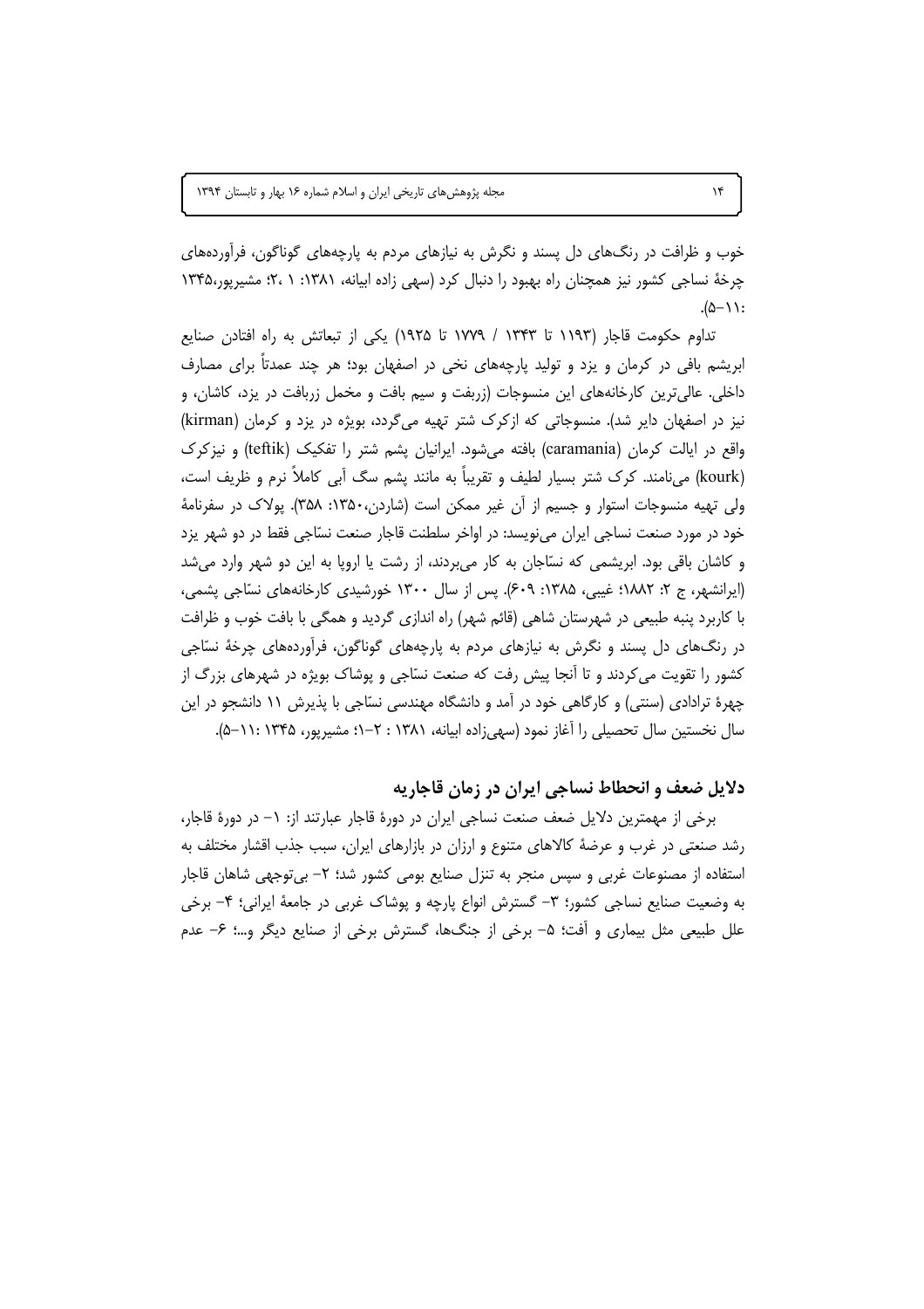خوب و ظرافت در رنگ‌های دل پسند و نگرش به نیازهای مردم به پارچه‌های گوناگون، فرآورده‌های چرخهٔ نساجی کشور نیز همچنان راه بهبود را دنبال کرد (سهی زاده ابیانه، ۱۳۸۱: ۱ ،۲؛ مشیرپور،۱۳۴۵ :۱۱-۵).

تداوم حکومت قاجار (۱۱۹۳ تا ۱۳۴۳ / ۱۷۷۹ تا ۱۹۲۵) یکی از تبعاتش به راه افتادن صنایع ابریشم بافی در کرمان و یزد و تولید پارچه‌های نخی در اصفهان بود؛ هر چند عمدتاً برای مصارف داخلی. عالی‌ترین کارخانه‌های این منسوجات (زربفت و سیم بافت و مخمل زربافت در یزد، کاشان، و نیز در اصفهان دایر شد). منسوجاتی که ازکرک شتر تهیه می‌گردد، بویژه در یزد و کرمان (kirman) واقع در ایالت کرمان (caramania) بافته می‌شود. ایرانیان پشم شتر را تفکیک (teftik) و نیزکرک (kourk) می‌نامند. کرک شتر بسیار لطیف و تقریباً به مانند پشم سگ آبی کاملاً نرم و ظریف است، ولی تهیه منسوجات استوار و جسیم از آن غیر ممکن است (شاردن،۱۳۵۰: ۳۵۸). پولاک در سفرنامهٔ خود در مورد صنعت نساجی ایران می‌نویسد: در اواخر سلطنت قاجار صنعت نسّاجی فقط در دو شهر یزد و کاشان باقی بود. ابریشمی که نسّاجان به کار می‌بردند، از رشت یا اروپا به این دو شهر وارد می‌شد (ایرانشهر، ج ۲: ۱۸۸۲؛ غیبی، ۱۳۸۵: ۶۰۹). پس از سال ۱۳۰۰ خورشیدی کارخانه‌های نسّاجی پشمی، با کاربرد پنبه طبیعی در شهرستان شاهی (قائم شهر) راه اندازی گردید و همگی با بافت خوب و ظرافت در رنگ‌های دل پسند و نگرش به نیازهای مردم به پارچه‌های گوناگون، فرآورده‌های چرخهٔ نسّاجی کشور را تقویت می‌کردند و تا آنجا پیش رفت که صنعت نسّاجی و پوشاک بویژه در شهرهای بزرگ از چهرهٔ تراداتی (سنتی) و کارگاهی خود در آمد و دانشگاه مهندسی نسّاجی با پذیرش ۱۱ دانشجو در این سال نخستین سال تحصیلی را آغاز نمود (سهی‌زاده ابیانه، ۱۳۸۱ : ۲-۱؛ مشیرپور، ۱۳۴۵ :۱۱-۵).

## دلایل ضعف و انحطاط نساجی ایران در زمان قاجاریه

برخی از مهمترین دلایل ضعف صنعت نساجی ایران در دورهٔ قاجار عبارتند از: ۱- در دورهٔ قاجار، رشد صنعتی در غرب و عرضهٔ کالاهای متنوع و ارزان در بازارهای ایران، سبب جذب اقشار مختلف به استفاده از مصنوعات غربی و سپس منجر به تنزل صنایع بومی کشور شد؛ ۲- بی‌توجهی شاهان قاجار به وضعیت صنایع نساجی کشور؛ ۳- گسترش انواع پارچه و پوشاک غربی در جامعهٔ ایرانی؛ ۴- برخی علل طبیعی مثل بیماری و آفت؛ ۵- برخی از جنگ‌ها، گسترش برخی از صنایع دیگر و...؛ ۶- عدم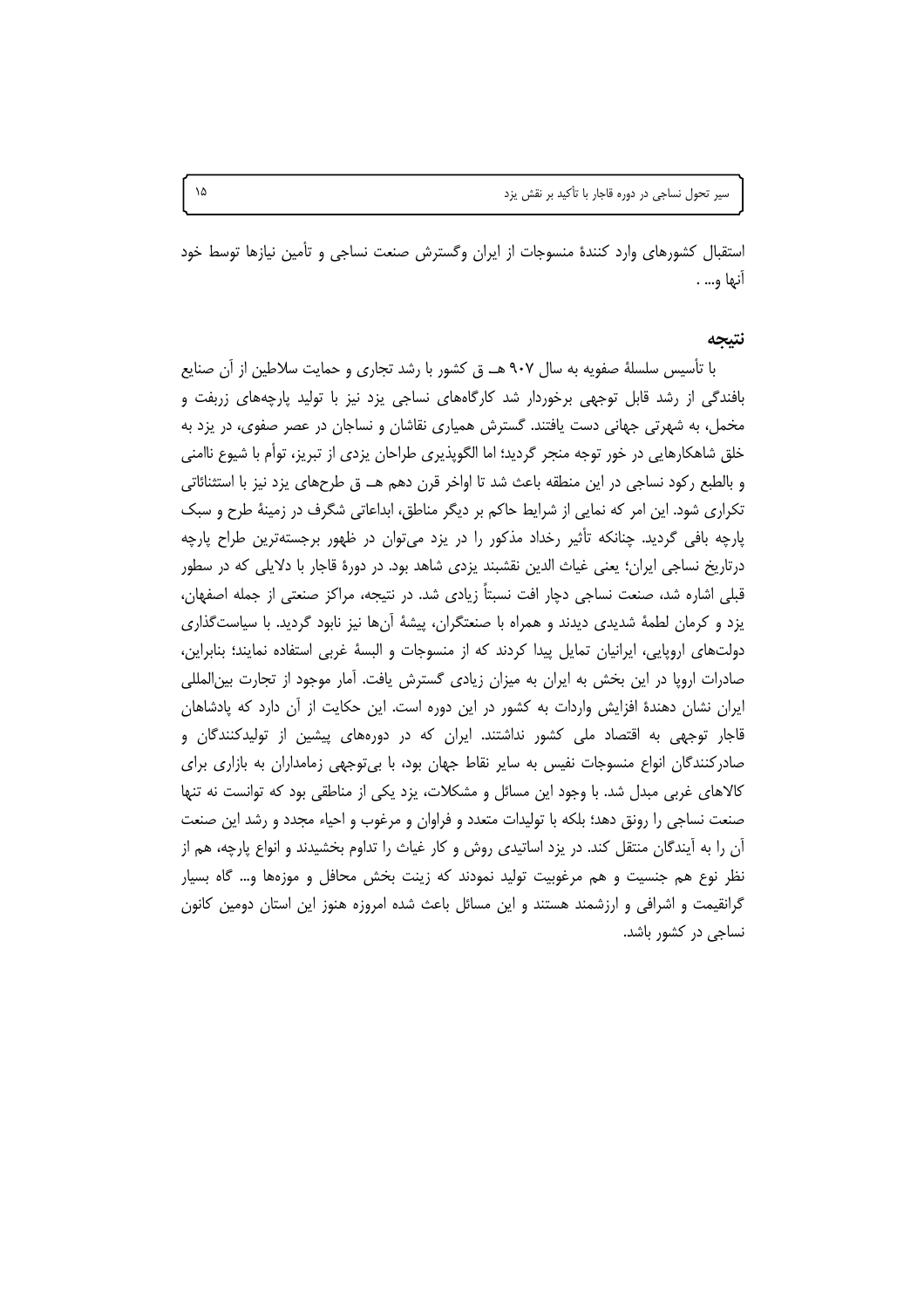استقبال کشورهای وارد کنندهٔ منسوجات از ایران وگسترش صنعت نساجی و تأمین نیازها توسط خود آنها و... .

## نتیجه

با تأسیس سلسلهٔ صفویه به سال ۹۰۷ هـ ق کشور با رشد تجاری و حمایت سلاطین از آن صنایع بافندگی از رشد قابل توجهی برخوردار شد کارگاه‌های نساجی یزد نیز با تولید پارچه‌های زربفت و مخمل، به شهرتی جهانی دست یافتند. گسترش همیاری نقاشان و نساجان در عصر صفوی، در یزد به خلق شاهکارهایی در خور توجه منجر گردید؛ اما الگوپذیری طراحان یزدی از تبریز، توأم با شیوع ناامنی و بالطبع رکود نساجی در این منطقه باعث شد تا اواخر قرن دهم هـ ق طرح‌های یزد نیز با استثنائاتی تکراری شود. این امر که نمایی از شرایط حاکم بر دیگر مناطق، ابداعاتی شگرف در زمینهٔ طرح و سبک پارچه بافی گردید. چنانکه تأثیر رخداد مذکور را در یزد می‌توان در ظهور برجسته‌ترین طراح پارچه درتاریخ نساجی ایران؛ یعنی غیاث الدین نقشبند یزدی شاهد بود. در دورهٔ قاجار با دلایلی که در سطور قبلی اشاره شد، صنعت نساجی دچار افت نسبتاً زیادی شد. در نتیجه، مراکز صنعتی از جمله اصفهان، یزد و کرمان لطمهٔ شدیدی دیدند و همراه با صنعتگران، پیشهٔ آن‌ها نیز نابود گردید. با سیاستگذاری دولت‌های اروپایی، ایرانیان تمایل پیدا کردند که از منسوجات و البسهٔ غربی استفاده نمایند؛ بنابراین، صادرات اروپا در این بخش به ایران به میزان زیادی گسترش یافت. آمار موجود از تجارت بین‌المللی ایران نشان دهندهٔ افزایش واردات به کشور در این دوره است. این حکایت از آن دارد که پادشاهان قاجار توجهی به اقتصاد ملی کشور نداشتند. ایران که در دوره‌های پیشین از تولیدکنندگان و صادرکنندگان انواع منسوجات نفیس به سایر نقاط جهان بود، با بی‌توجهی زمامداران به بازاری برای کالاهای غربی مبدل شد. با وجود این مسائل و مشکلات، یزد یکی از مناطقی بود که توانست نه تنها صنعت نساجی را رونق دهد؛ بلکه با تولیدات متعدد و فراوان و مرغوب و احیاء مجدد و رشد این صنعت آن را به آیندگان منتقل کند. در یزد اساتیدی روش و کار غیاث را تداوم بخشیدند و انواع پارچه، هم از نظر نوع هم جنسیت و هم مرغوبیت تولید نمودند که زینت بخش محافل و موزه‌ها و... گاه بسیار گرانقیمت و اشرافی و ارزشمند هستند و این مسائل باعث شده امروزه هنوز این استان دومین کانون نساجی در کشور باشد.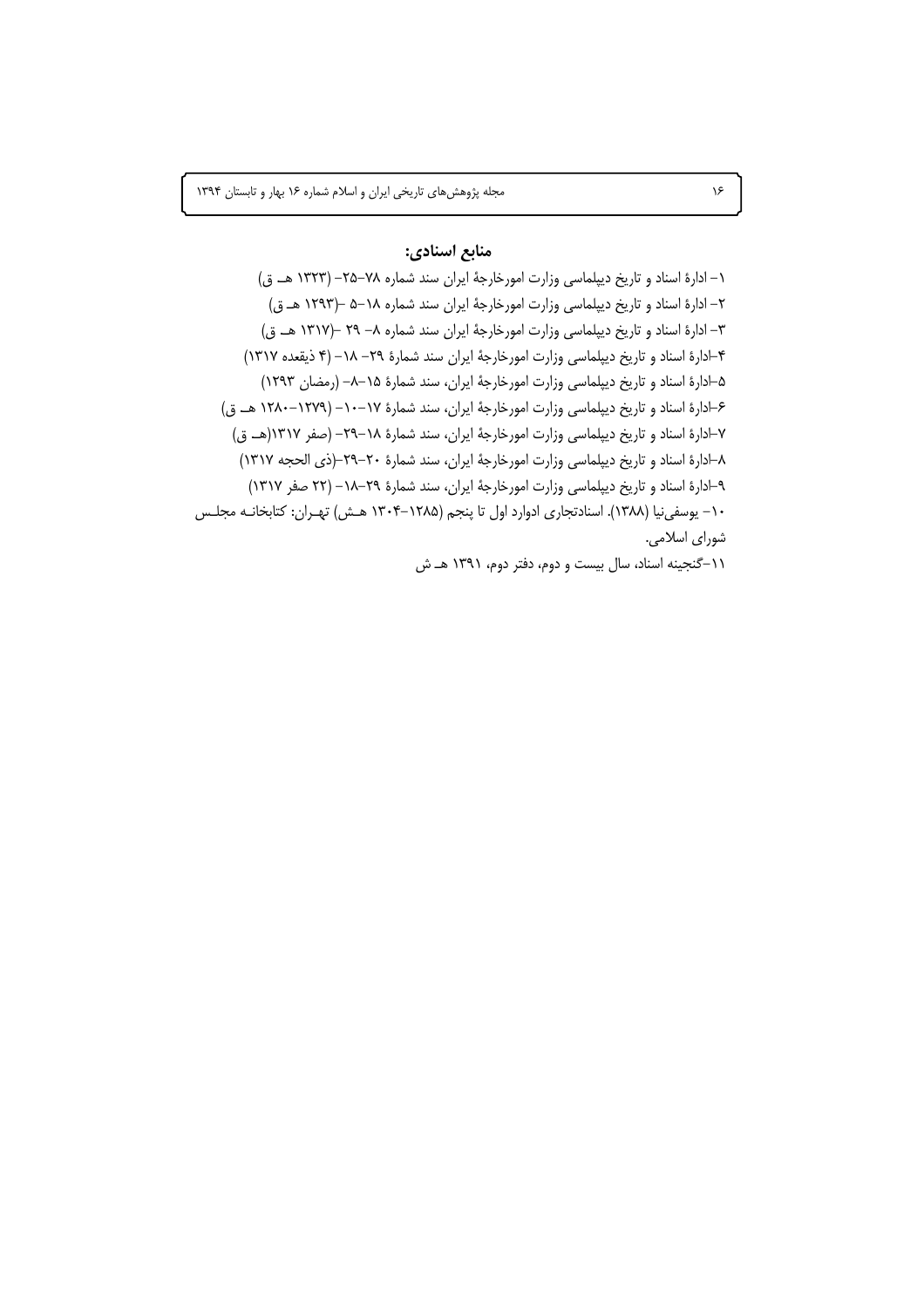## منابع اسنادی:

۱- ادارهٔ اسناد و تاریخ دیپلماسی وزارت امورخارجهٔ ایران سند شماره ۷۸-۲۵- (۱۳۲۳ هـ ق)

۲- ادارهٔ اسناد و تاریخ دیپلماسی وزارت امورخارجهٔ ایران سند شماره ۱۸-۵ -(۱۲۹۳ هـ ق)

۳- ادارهٔ اسناد و تاریخ دیپلماسی وزارت امورخارجهٔ ایران سند شماره ۸- ۲۹ -(۱۳۱۷ هـ ق)

۴-ادارهٔ اسناد و تاریخ دیپلماسی وزارت امورخارجهٔ ایران سند شمارهٔ ۲۹- ۱۸- (۴ ذیقعده ۱۳۱۷)

۵-ادارهٔ اسناد و تاریخ دیپلماسی وزارت امورخارجهٔ ایران، سند شمارهٔ ۱۵-۸- (رمضان ۱۲۹۳)

۶-ادارهٔ اسناد و تاریخ دیپلماسی وزارت امورخارجهٔ ایران، سند شمارهٔ ۱۷-۱۰- (۱۲۷۹-۱۲۸۰ هـ ق)

۷-ادارهٔ اسناد و تاریخ دیپلماسی وزارت امورخارجهٔ ایران، سند شمارهٔ ۱۸-۲۹- (صفر ۱۳۱۷(هـ ق)

۸-ادارهٔ اسناد و تاریخ دیپلماسی وزارت امورخارجهٔ ایران، سند شمارهٔ ۲۰-۲۹-(ذی الحجه ۱۳۱۷)

۹-ادارهٔ اسناد و تاریخ دیپلماسی وزارت امورخارجهٔ ایران، سند شمارهٔ ۲۹-۱۸- (۲۲ صفر ۱۳۱۷)

۱۰- یوسفی‌نیا (۱۳۸۸). اسنادتجاری ادوارد اول تا پنجم (۱۲۸۵-۱۳۰۴ هـش) تهـران: کتابخانـه مجلـس شورای اسلامی.

۱۱-گنجینه اسناد، سال بیست و دوم، دفتر دوم، ۱۳۹۱ هـ ش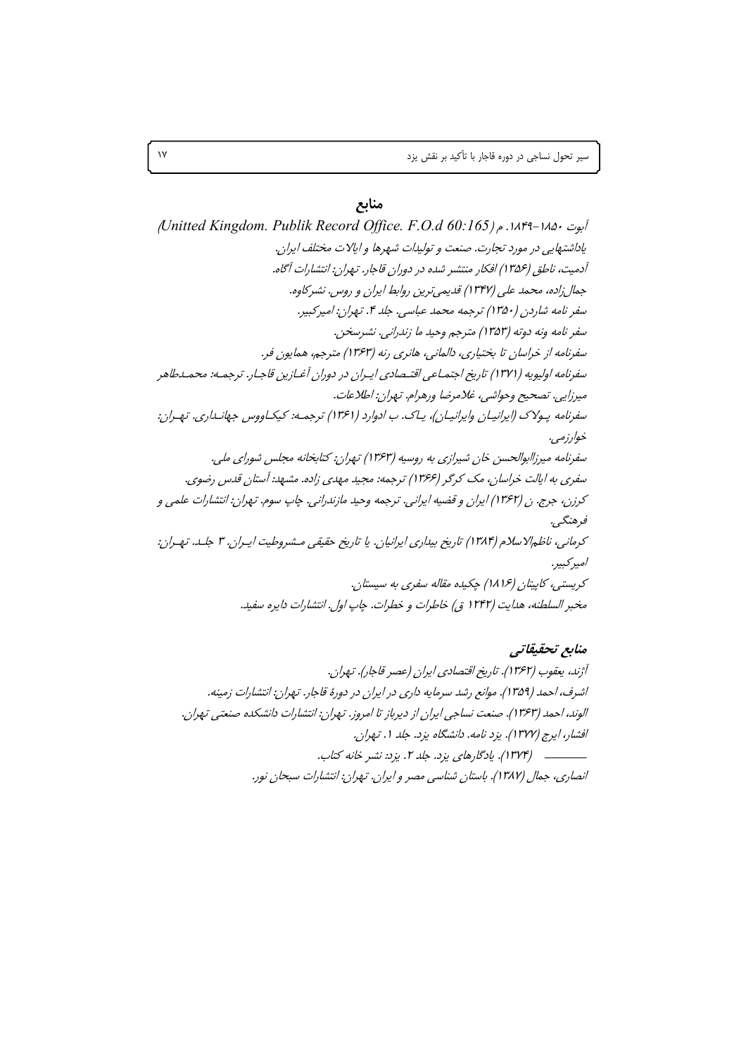## منابع

آبوت ۱۸۵۰-۱۸۴۹. م (Unitted Kingdom. Publik Record Office. F.O.d 60:165)

یاداشتهایی در مورد تجارت. صنعت و تولیدات شهرها و ایالات مختلف ایران.

آدمیت، ناطق (۱۳۵۶) افکار منتشر شده در دوران قاجار. تهران: انتشارات آگاه.

جمال‌زاده، محمد علی (۱۳۴۷) قدیمی‌ترین روابط ایران و روس. نشرکاوه.

سفر نامه شاردن (۱۳۵۰) ترجمه محمد عباسی. جلد ۴. تهران: امیرکبیر.

سفر نامه ونه دوته (۱۳۵۳) مترجم وحید ما زندرانی. نشرسخن.

سفرنامه از خراسان تا بختیاری، دالمانی، هانری رنه (۱۳۶۳) مترجم، همایون فر.

سفرنامه اولیویه (۱۳۷۱) تاریخ اجتماعی اقتصادی ایران در دوران آغازین قاجار. ترجمه: محمدطاهر میرزایی. تصحیح وحواشی، غلامرضا ورهرام. تهران: اطلاعات.

سفرنامه پولاک (ایرانیان وایرانیان)، یاک. ب ادوارد (۱۳۶۱) ترجمه: کیکاووس جهانداری. تهران: خوارزمی.

سفرنامه میرزاابوالحسن خان شیرازی به روسیه (۱۳۶۳) تهران: کتابخانه مجلس شورای ملی.

سفری به ایالت خراسان، مک گرگر (۱۳۶۶) ترجمه: مجید مهدی زاده. مشهد: آستان قدس رضوی.

کرزن، جرج. ن (۱۳۶۲) ایران و قضیه ایرانی. ترجمه وحید مازندرانی. چاپ سوم. تهران: انتشارات علمی و فرهنگی.

کرمانی، ناظم‌الاسلام (۱۳۸۴) تاریخ بیداری ایرانیان. یا تاریخ حقیقی مشروطیت ایران. ۳ جلد. تهران: امیرکبیر.

کریستی، کاپیتان (۱۸۱۶) چکیده مقاله سفری به سیستان.

مخبر السلطنه، هدایت (۱۲۴۲ ق) خاطرات و خطرات. چاپ اول. انتشارات دایره سفید.

### منابع تحقیقاتی

آژند، یعقوب (۱۳۶۲). تاریخ اقتصادی ایران (عصر قاجار). تهران.

اشرف، احمد (۱۳۵۹). موانع رشد سرمایه داری در ایران در دورهٔ قاجار. تهران: انتشارات زمینه.

الوند، احمد (۱۳۶۳). صنعت نساجی ایران از دیرباز تا امروز. تهران: انتشارات دانشکده صنعتی تهران.

افشار، ایرج (۱۳۷۷). یزد نامه. دانشگاه یزد. جلد ۱. تهران.

ــــــــ (۱۳۷۴). یادگارهای یزد. جلد ۲. یزد: نشر خانه کتاب.

انصاری، جمال (۱۳۸۷). باستان شناسی مصر و ایران. تهران: انتشارات سبحان نور.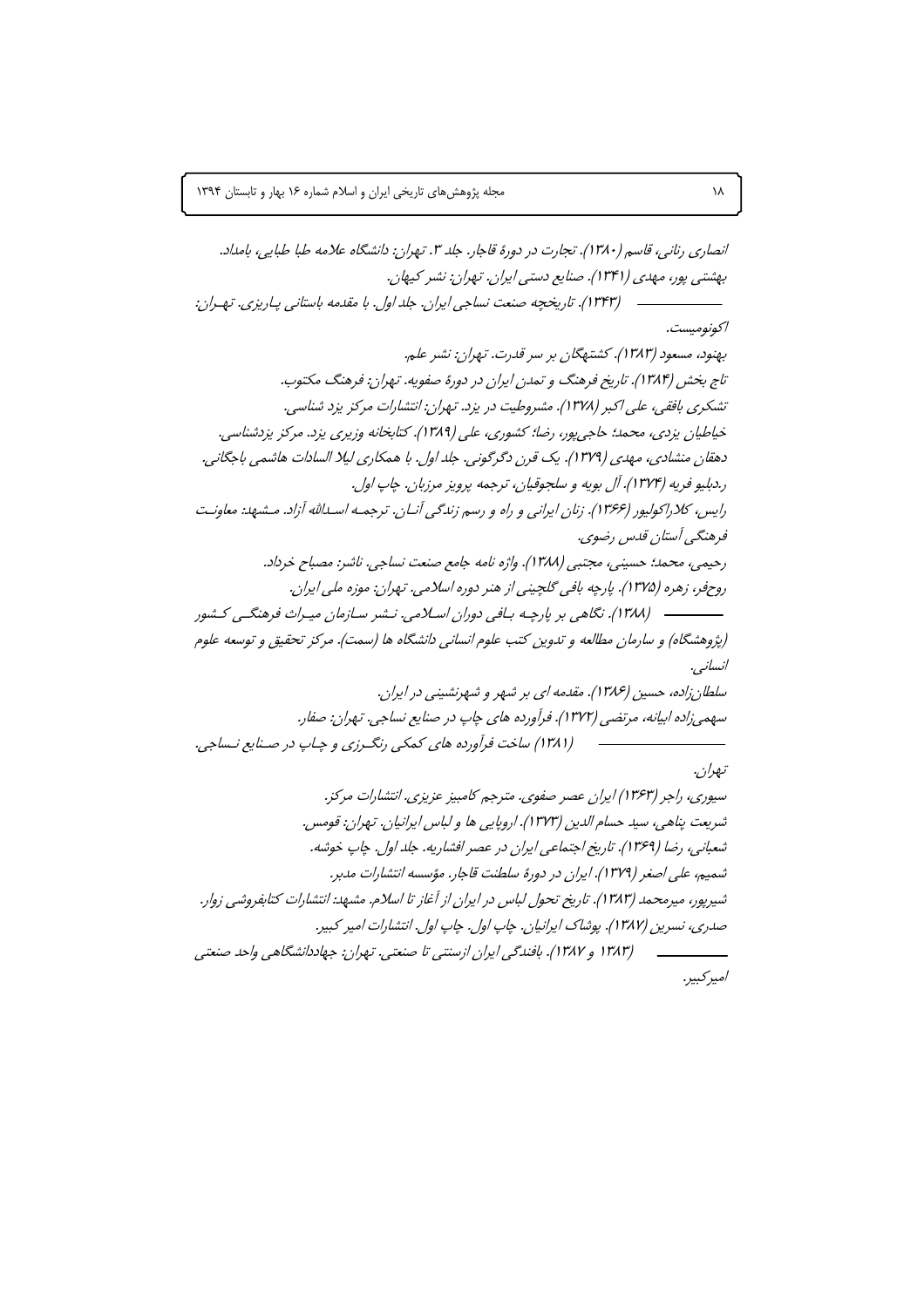انصاری رنانی، قاسم (۱۳۸۰). تجارت در دورهٔ قاجار. جلد ۳. تهران: دانشگاه علامه طبا طبایی، بامداد.

بهشتی پور، مهدی (۱۳۴۱). صنایع دستی ایران. تهران: نشر کیهان.

ــــــــــ (۱۳۴۳). تاریخچه صنعت نساجی ایران. جلد اول. با مقدمه باستانی پاریزی. تهران: اکونومیست.

بهنود، مسعود (۱۳۸۳). کشتهگان بر سر قدرت. تهران: نشر علم.

تاج بخش (۱۳۸۴). تاریخ فرهنگ و تمدن ایران در دورهٔ صفویه. تهران: فرهنگ مکتوب.

تشکری بافقی، علی اکبر (۱۳۷۸). مشروطیت در یزد. تهران: انتشارات مرکز یزد شناسی.

خیاطیان یزدی، محمد؛ حاجی‌پور، رضا؛ کشوری، علی (۱۳۸۹). کتابخانه وزیری یزد. مرکز یزدشناسی.

دهقان منشادی، مهدی (۱۳۷۹). یک قرن دگرگونی. جلد اول. با همکاری لیلا السادات هاشمی باجگانی.

ر.دبلیو فریه (۱۳۷۴). آل بویه و سلجوقیان، ترجمه پرویز مرزبان. چاپ اول.

رایس، کلاراکولیور (۱۳۶۶). زنان ایرانی و راه و رسم زندگی آنان. ترجمه اسدالله آزاد. مشهد: معاونت فرهنگی آستان قدس رضوی.

رحیمی، محمد؛ حسینی، مجتبی (۱۳۸۸). واژه نامه جامع صنعت نساجی. ناشر: مصباح خرداد.

روحفر، زهره (۱۳۷۵). پارچه بافی گلچینی از هنر دوره اسلامی. تهران: موزه ملی ایران.

ــــــــــ (۱۳۸۸). نگاهی بر پارچه بافی دوران اسلامی. نشر سازمان میراث فرهنگی کشور (پژوهشگاه) و سازمان مطالعه و تدوین کتب علوم انسانی دانشگاه ها (سمت). مرکز تحقیق و توسعه علوم انسانی.

سلطان‌زاده، حسین (۱۳۸۶). مقدمه ای بر شهر و شهرنشینی در ایران.

سهمی‌زاده ابیانه، مرتضی (۱۳۷۲). فرآورده های چاپ در صنایع نساجی. تهران: صفار.

ــــــــــ (۱۳۸۱) ساخت فرآورده های کمکی رنگرزی و چاپ در صنایع نساجی. تهران.

سیوری، راجر (۱۳۶۳) ایران عصر صفوی. مترجم کامبیز عزیزی. انتشارات مرکز.

شریعت پناهی، سید حسام الدین (۱۳۷۳). اروپایی ها و لباس ایرانیان. تهران: قومس.

شعبانی، رضا (۱۳۶۹). تاریخ اجتماعی ایران در عصر افشاریه. جلد اول. چاپ خوشه.

شمیم، علی اصغر (۱۳۷۹). ایران در دورهٔ سلطنت قاجار. مؤسسه انتشارات مدبر.

شیرپور، میرمحمد (۱۳۸۳). تاریخ تحول لباس در ایران از آغاز تا اسلام. مشهد: انتشارات کتابفروشی زوار.

صدری، نسرین (۱۳۸۷). پوشاک ایرانیان. چاپ اول. چاپ اول. انتشارات امیر کبیر.

ــــــــــ (۱۳۸۳ و ۱۳۸۷). بافندگی ایران ازسنتی تا صنعتی. تهران: جهاددانشگاهی واحد صنعتی امیرکبیر.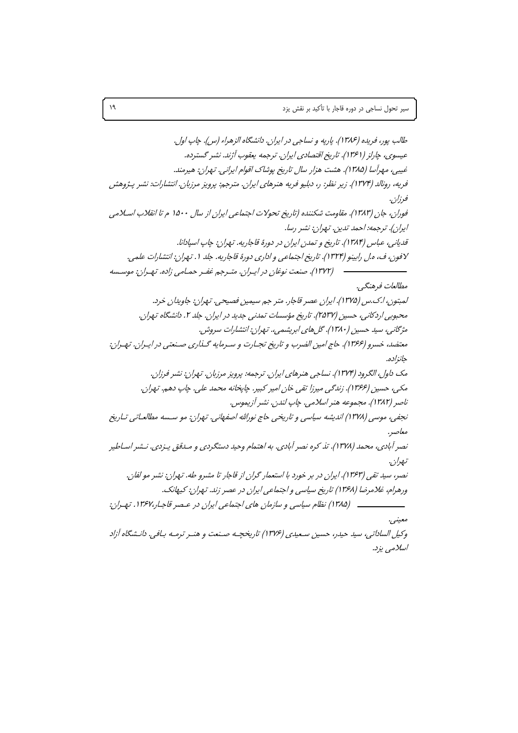طالب پور، فریده (۱۳۸۶). پارچه و نساجی در ایران. دانشگاه الزهراء (س). چاپ اول.

عیسوی، چارلز (۱۳۶۱). تاریخ اقتصادی ایران. ترجمه یعقوب آژند. نشر گسترده.

غیبی، مهرآسا (۱۳۸۵). هشت هزار سال تاریخ پوشاک اقوام ایرانی. تهران: هیرمند.

فریه، رونالد (۱۳۷۴). زیر نظر: ر، دبلیو فریه هنرهای ایران. مترجم: پرویز مرزبان. انتشارات: نشر پژوهش فرزان.

فوران، جان (۱۳۸۳). مقاومت شکننده (تاریخ تحولات اجتماعی ایران از سال ۱۵۰۰ م تا انقلاب اسلامی ایران). ترجمه: احمد تدین. تهران: نشر رسا.

قدیانی، عباس (۱۳۸۴). تاریخ و تمدن ایران در دورهٔ قاجاریه. تهران: چاپ اسپادانا.

لافون، ف، ه.ل رابینو (۱۳۲۴). تاریخ اجتماعی و اداری دورهٔ قاجاریه. جلد ۱. تهران: انتشارات علمی.

———— (۱۳۷۲). صنعت نوغان در ایران. مترجم غفر حمامی زاده. تهران: موسسه مطالعات فرهنگی.

لمبتون، ا.ک.س (۱۳۷۵). ایران عصر قاجار. متر جم سیمین فصیحی. تهران: جاویدان خرد.

محبوبی اردکانی، حسین (۲۵۳۷). تاریخ مؤسسات تمدنی جدید در ایران. جلد ۲. دانشگاه تهران.

مژگانی، سید حسین (۱۳۸۰). گل‌های ابریشمی. تهران: انتشارات سروش.

معتضد، خسرو (۱۳۶۶). حاج امین الضرب و تاریخ تجارت و سرمایه گذاری صنعتی در ایران. تهران: جانزاده.

مک داول، الگرود (۱۳۷۴). نساجی هنرهای ایران. ترجمه: پرویز مرزبان. تهران: نشر فرزان.

مکی، حسین (۱۳۶۶). زندگی میرزا تقی خان امیر کبیر. چاپخانه محمد علی. چاپ دهم. تهران.

ناصر (۱۳۸۲). مجموعه هنر اسلامی. چاپ لندن. نشر آزیموس.

نجفی، موسی (۱۳۷۸) اندیشه سیاسی و تاریخی حاج نورالله اصفهانی. تهران: مو سسه مطالعاتی تاریخ معاصر.

نصر آبادی، محمد (۱۳۷۸). تذ کره نصر آبادی. به اهتمام وحید دستگردی و مدقق یزدی. نشر اساطیر تهران.

نصر، سید تقی (۱۳۶۳). ایران در بر خورد با استعمار گران از قاجار تا مشرو طه. تهران: نشر مو لفان.

ورهرام، غلامرضا (۱۳۶۸) تاریخ سیاسی و اجتماعی ایران در عصر زند. تهران: کیهانک.

———— (۱۳۸۵) نظام سیاسی و سازمان های اجتماعی ایران در عصر قاجار،۱۳۶۷. تهران: معینی.

وکیل الساداتی، سید حیدر، حسین سعیدی (۱۳۷۶) تاریخچه صنعت و هنر ترمه بافی. دانشگاه آزاد اسلامی یزد.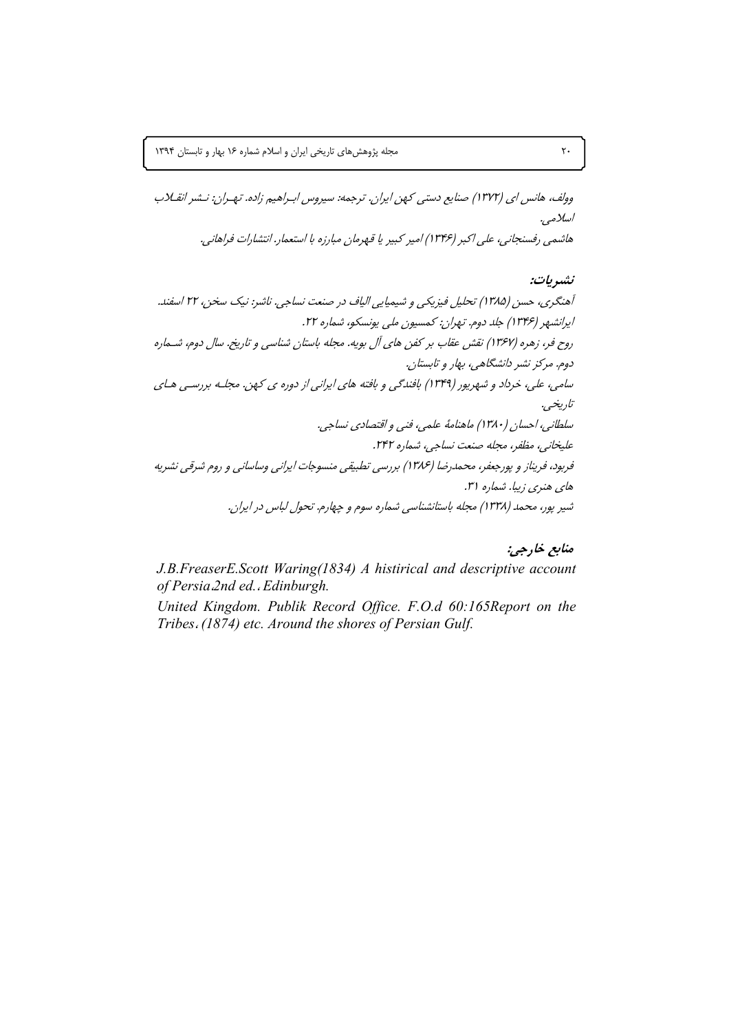وولف، هانس ای (۱۳۷۲) صنایع دستی کهن ایران. ترجمه: سیروس ابـراهیم زاده. تهـران: نـشر انقـلاب اسلامی.

هاشمی رفسنجانی، علی اکبر (۱۳۴۶) امیر کبیر یا قهرمان مبارزه با استعمار. انتشارات فراهانی.

**نشریات:**

آهنگری، حسن (۱۳۸۵) تحلیل فیزیکی و شیمیایی الیاف در صنعت نساجی. ناشر: نیک سخن، ۲۲ اسفند.

ایرانشهر (۱۳۴۶) جلد دوم. تهران: کمسیون ملی یونسکو، شماره ۲۲.

روح فر، زهره (۱۳۶۷) نقش عقاب بر کفن های آل بویه. مجله باستان شناسی و تاریخ. سال دوم، شـماره دوم. مرکز نشر دانشگاهی، بهار و تابستان.

سامی، علی، خرداد و شهریور (۱۳۴۹) بافندگی و بافته های ایرانی از دوره ی کهن. مجلـه بررسـی هـای تاریخی.

سلطانی، احسان (۱۳۸۰) ماهنامهٔ علمی، فنی و اقتصادی نساجی.

علیخانی، مظفر، مجله صنعت نساجی، شماره ۲۴۲.

فربود، فریناز و پورجعفر، محمدرضا (۱۳۸۶) بررسی تطبیقی منسوجات ایرانی وساسانی و روم شرقی نشریه های هنری زیبا. شماره ۳۱.

شیر پور، محمد (۱۳۳۸) مجله باستانشناسی شماره سوم و چهارم. تحول لباس در ایران.

**منابع خارجی:**

*J.B.FreaserE.Scott Waring(1834) A histirical and descriptive account of Persia.2nd ed.،Edinburgh.*

*United Kingdom. Publik Record Office. F.O.d 60:165Report on the Tribes، (1874) etc. Around the shores of Persian Gulf.*